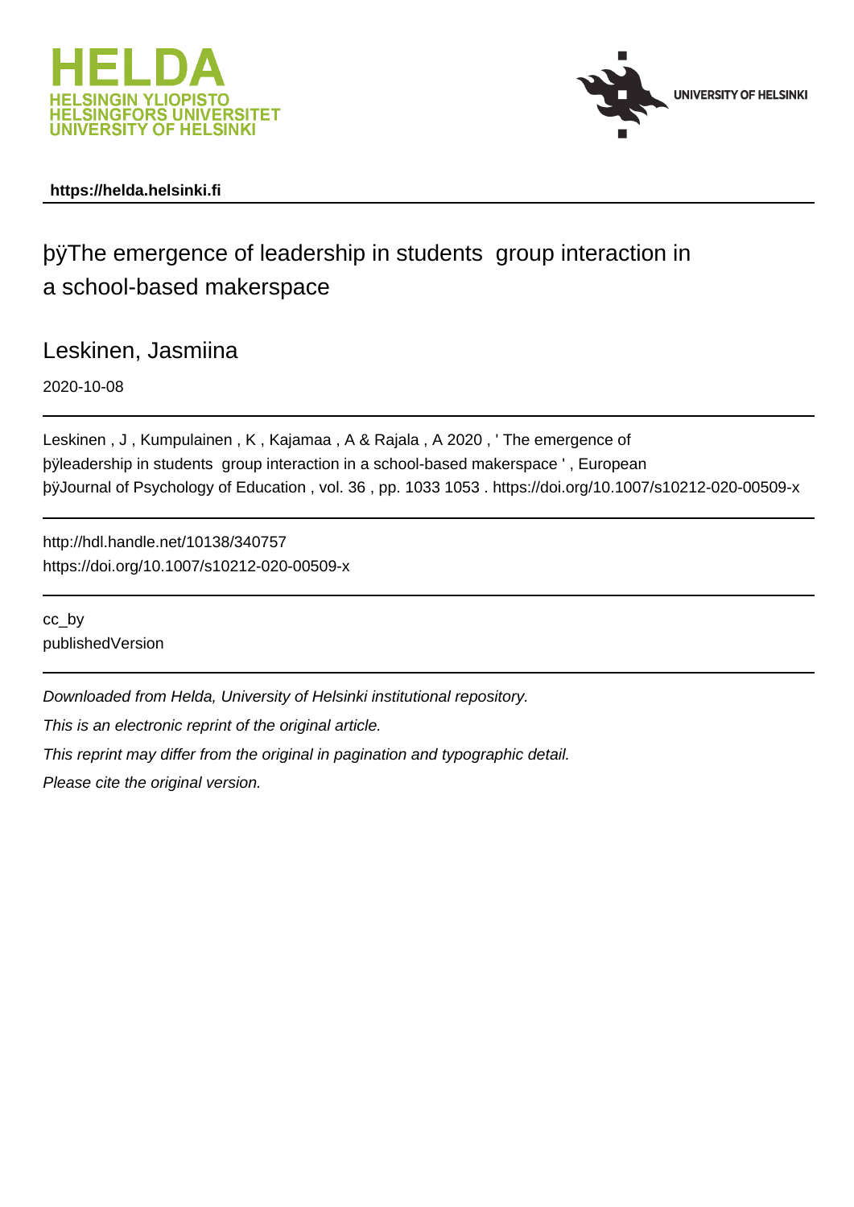**https://helda.helsinki.fi**

# þÿThe emergence of leadership in students group interaction in a school-based makerspace

Leskinen, Jasmiina

2020-10-08

Leskinen , J , Kumpulainen , K , Kajamaa , A & Rajala , A 2020 , ' The emergence of þÿleadership in students group interaction in a school-based makerspace ' , European þÿJournal of Psychology of Education , vol. 36 , pp. 1033 1053 . https://doi.org/10.1007/s10212-020-00509-x

http://hdl.handle.net/10138/340757
https://doi.org/10.1007/s10212-020-00509-x

cc_by
publishedVersion

*Downloaded from Helda, University of Helsinki institutional repository.*

*This is an electronic reprint of the original article.*

*This reprint may differ from the original in pagination and typographic detail.*

*Please cite the original version.*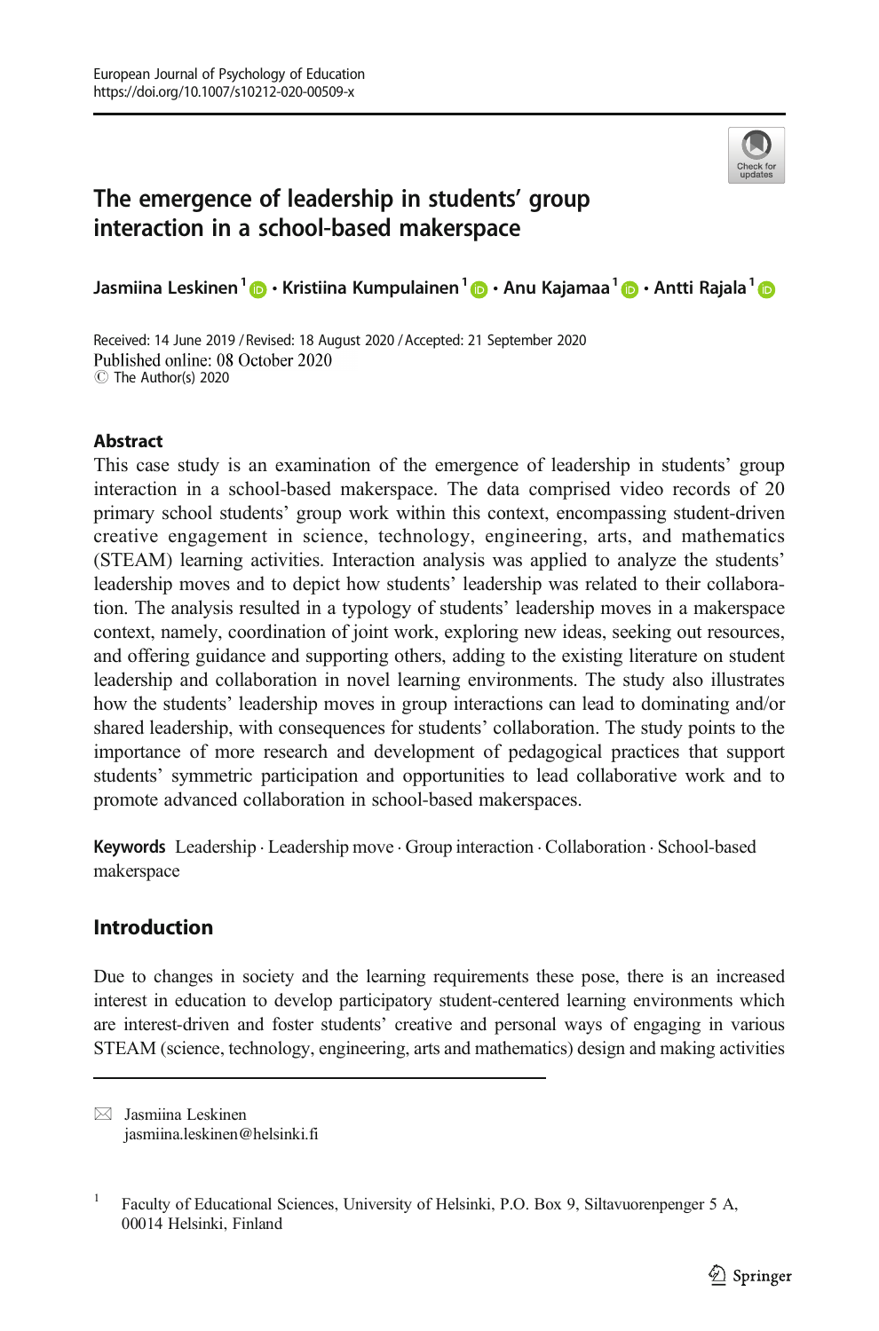# The emergence of leadership in students' group interaction in a school-based makerspace

**Jasmiina Leskinen**[1] · **Kristiina Kumpulainen**[1] · **Anu Kajamaa**[1] · **Antti Rajala**[1]

Received: 14 June 2019 / Revised: 18 August 2020 / Accepted: 21 September 2020  
Published online: 08 October 2020  
© The Author(s) 2020

## Abstract

This case study is an examination of the emergence of leadership in students' group interaction in a school-based makerspace. The data comprised video records of 20 primary school students' group work within this context, encompassing student-driven creative engagement in science, technology, engineering, arts, and mathematics (STEAM) learning activities. Interaction analysis was applied to analyze the students' leadership moves and to depict how students' leadership was related to their collaboration. The analysis resulted in a typology of students' leadership moves in a makerspace context, namely, coordination of joint work, exploring new ideas, seeking out resources, and offering guidance and supporting others, adding to the existing literature on student leadership and collaboration in novel learning environments. The study also illustrates how the students' leadership moves in group interactions can lead to dominating and/or shared leadership, with consequences for students' collaboration. The study points to the importance of more research and development of pedagogical practices that support students' symmetric participation and opportunities to lead collaborative work and to promote advanced collaboration in school-based makerspaces.

**Keywords** Leadership · Leadership move · Group interaction · Collaboration · School-based makerspace

## Introduction

Due to changes in society and the learning requirements these pose, there is an increased interest in education to develop participatory student-centered learning environments which are interest-driven and foster students' creative and personal ways of engaging in various STEAM (science, technology, engineering, arts and mathematics) design and making activities

---

✉ Jasmiina Leskinen  
jasmiina.leskinen@helsinki.fi

[1] Faculty of Educational Sciences, University of Helsinki, P.O. Box 9, Siltavuorenpenger 5 A, 00014 Helsinki, Finland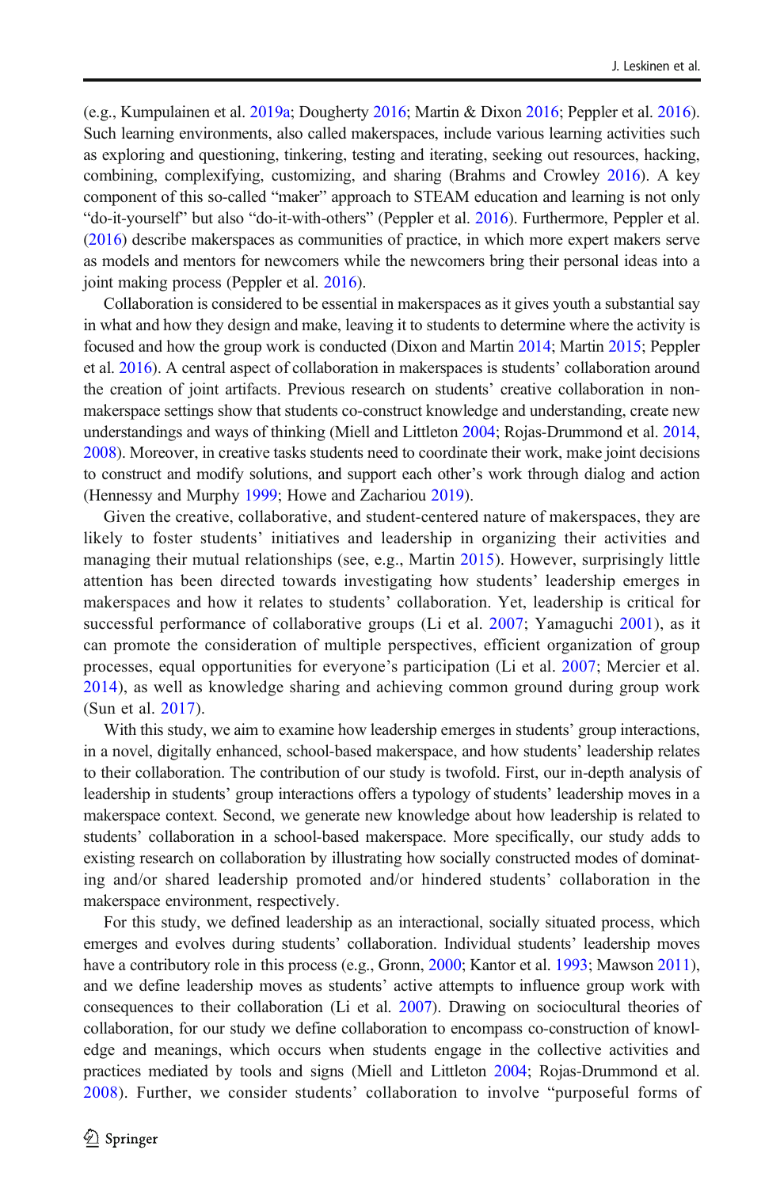(e.g., Kumpulainen et al. 2019a; Dougherty 2016; Martin & Dixon 2016; Peppler et al. 2016). Such learning environments, also called makerspaces, include various learning activities such as exploring and questioning, tinkering, testing and iterating, seeking out resources, hacking, combining, complexifying, customizing, and sharing (Brahms and Crowley 2016). A key component of this so-called "maker" approach to STEAM education and learning is not only "do-it-yourself" but also "do-it-with-others" (Peppler et al. 2016). Furthermore, Peppler et al. (2016) describe makerspaces as communities of practice, in which more expert makers serve as models and mentors for newcomers while the newcomers bring their personal ideas into a joint making process (Peppler et al. 2016).

Collaboration is considered to be essential in makerspaces as it gives youth a substantial say in what and how they design and make, leaving it to students to determine where the activity is focused and how the group work is conducted (Dixon and Martin 2014; Martin 2015; Peppler et al. 2016). A central aspect of collaboration in makerspaces is students' collaboration around the creation of joint artifacts. Previous research on students' creative collaboration in non-makerspace settings show that students co-construct knowledge and understanding, create new understandings and ways of thinking (Miell and Littleton 2004; Rojas-Drummond et al. 2014, 2008). Moreover, in creative tasks students need to coordinate their work, make joint decisions to construct and modify solutions, and support each other's work through dialog and action (Hennessy and Murphy 1999; Howe and Zachariou 2019).

Given the creative, collaborative, and student-centered nature of makerspaces, they are likely to foster students' initiatives and leadership in organizing their activities and managing their mutual relationships (see, e.g., Martin 2015). However, surprisingly little attention has been directed towards investigating how students' leadership emerges in makerspaces and how it relates to students' collaboration. Yet, leadership is critical for successful performance of collaborative groups (Li et al. 2007; Yamaguchi 2001), as it can promote the consideration of multiple perspectives, efficient organization of group processes, equal opportunities for everyone's participation (Li et al. 2007; Mercier et al. 2014), as well as knowledge sharing and achieving common ground during group work (Sun et al. 2017).

With this study, we aim to examine how leadership emerges in students' group interactions, in a novel, digitally enhanced, school-based makerspace, and how students' leadership relates to their collaboration. The contribution of our study is twofold. First, our in-depth analysis of leadership in students' group interactions offers a typology of students' leadership moves in a makerspace context. Second, we generate new knowledge about how leadership is related to students' collaboration in a school-based makerspace. More specifically, our study adds to existing research on collaboration by illustrating how socially constructed modes of dominating and/or shared leadership promoted and/or hindered students' collaboration in the makerspace environment, respectively.

For this study, we defined leadership as an interactional, socially situated process, which emerges and evolves during students' collaboration. Individual students' leadership moves have a contributory role in this process (e.g., Gronn, 2000; Kantor et al. 1993; Mawson 2011), and we define leadership moves as students' active attempts to influence group work with consequences to their collaboration (Li et al. 2007). Drawing on sociocultural theories of collaboration, for our study we define collaboration to encompass co-construction of knowledge and meanings, which occurs when students engage in the collective activities and practices mediated by tools and signs (Miell and Littleton 2004; Rojas-Drummond et al. 2008). Further, we consider students' collaboration to involve "purposeful forms of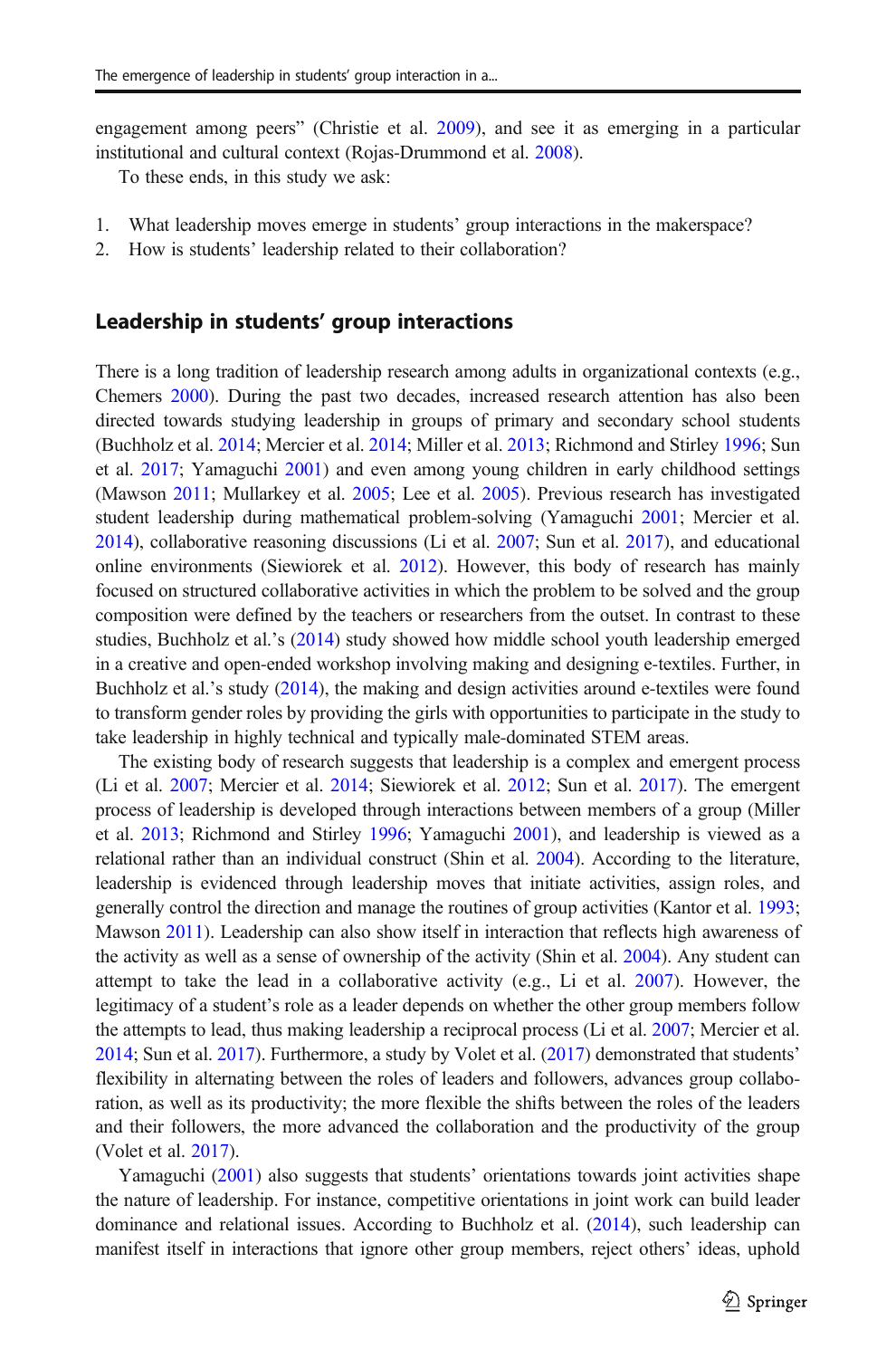engagement among peers" (Christie et al. 2009), and see it as emerging in a particular institutional and cultural context (Rojas-Drummond et al. 2008).

To these ends, in this study we ask:

1. What leadership moves emerge in students' group interactions in the makerspace?
2. How is students' leadership related to their collaboration?

## Leadership in students' group interactions

There is a long tradition of leadership research among adults in organizational contexts (e.g., Chemers 2000). During the past two decades, increased research attention has also been directed towards studying leadership in groups of primary and secondary school students (Buchholz et al. 2014; Mercier et al. 2014; Miller et al. 2013; Richmond and Stirley 1996; Sun et al. 2017; Yamaguchi 2001) and even among young children in early childhood settings (Mawson 2011; Mullarkey et al. 2005; Lee et al. 2005). Previous research has investigated student leadership during mathematical problem-solving (Yamaguchi 2001; Mercier et al. 2014), collaborative reasoning discussions (Li et al. 2007; Sun et al. 2017), and educational online environments (Siewiorek et al. 2012). However, this body of research has mainly focused on structured collaborative activities in which the problem to be solved and the group composition were defined by the teachers or researchers from the outset. In contrast to these studies, Buchholz et al.'s (2014) study showed how middle school youth leadership emerged in a creative and open-ended workshop involving making and designing e-textiles. Further, in Buchholz et al.'s study (2014), the making and design activities around e-textiles were found to transform gender roles by providing the girls with opportunities to participate in the study to take leadership in highly technical and typically male-dominated STEM areas.

The existing body of research suggests that leadership is a complex and emergent process (Li et al. 2007; Mercier et al. 2014; Siewiorek et al. 2012; Sun et al. 2017). The emergent process of leadership is developed through interactions between members of a group (Miller et al. 2013; Richmond and Stirley 1996; Yamaguchi 2001), and leadership is viewed as a relational rather than an individual construct (Shin et al. 2004). According to the literature, leadership is evidenced through leadership moves that initiate activities, assign roles, and generally control the direction and manage the routines of group activities (Kantor et al. 1993; Mawson 2011). Leadership can also show itself in interaction that reflects high awareness of the activity as well as a sense of ownership of the activity (Shin et al. 2004). Any student can attempt to take the lead in a collaborative activity (e.g., Li et al. 2007). However, the legitimacy of a student's role as a leader depends on whether the other group members follow the attempts to lead, thus making leadership a reciprocal process (Li et al. 2007; Mercier et al. 2014; Sun et al. 2017). Furthermore, a study by Volet et al. (2017) demonstrated that students' flexibility in alternating between the roles of leaders and followers, advances group collaboration, as well as its productivity; the more flexible the shifts between the roles of the leaders and their followers, the more advanced the collaboration and the productivity of the group (Volet et al. 2017).

Yamaguchi (2001) also suggests that students' orientations towards joint activities shape the nature of leadership. For instance, competitive orientations in joint work can build leader dominance and relational issues. According to Buchholz et al. (2014), such leadership can manifest itself in interactions that ignore other group members, reject others' ideas, uphold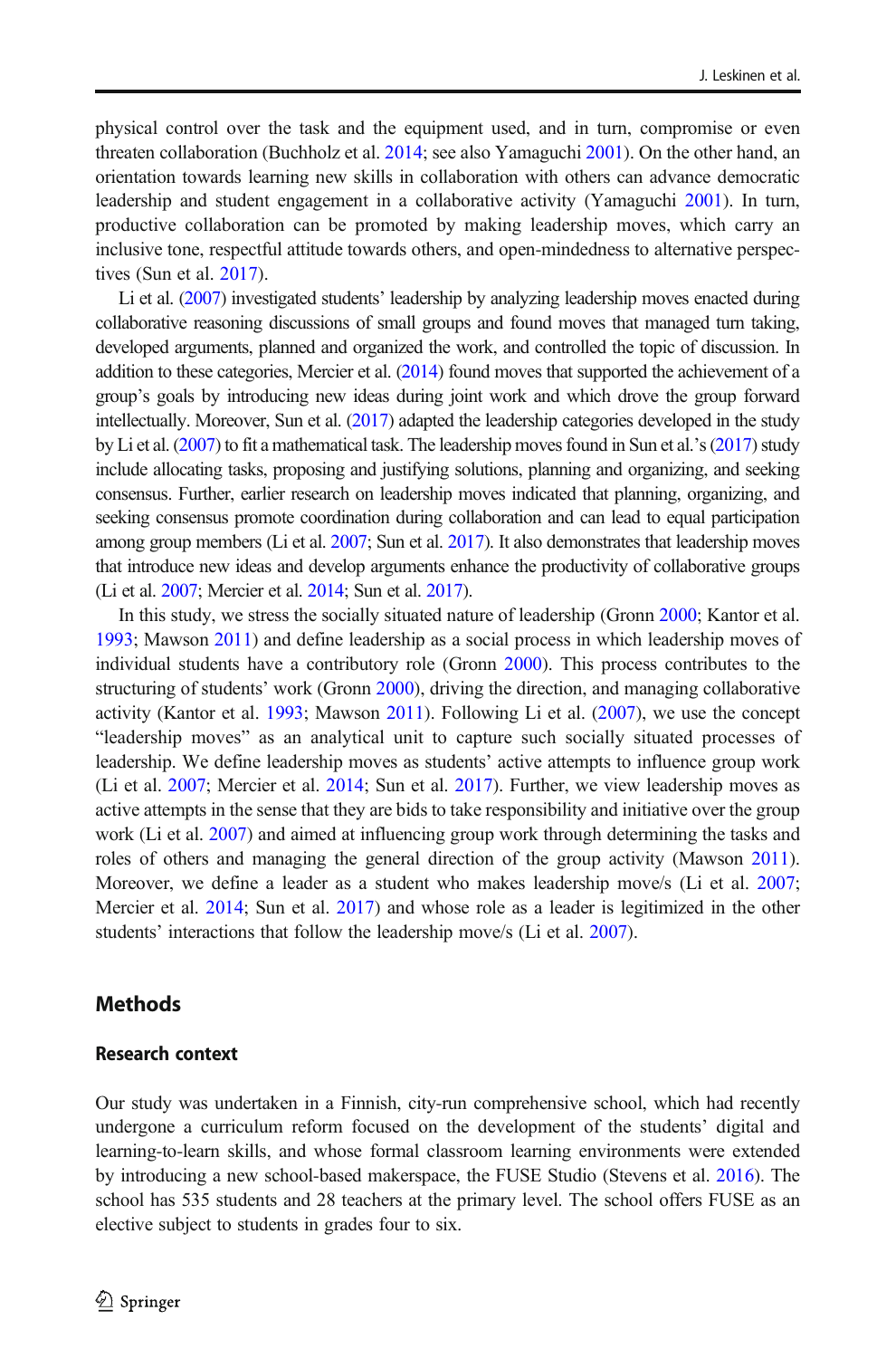physical control over the task and the equipment used, and in turn, compromise or even threaten collaboration (Buchholz et al. 2014; see also Yamaguchi 2001). On the other hand, an orientation towards learning new skills in collaboration with others can advance democratic leadership and student engagement in a collaborative activity (Yamaguchi 2001). In turn, productive collaboration can be promoted by making leadership moves, which carry an inclusive tone, respectful attitude towards others, and open-mindedness to alternative perspectives (Sun et al. 2017).

Li et al. (2007) investigated students' leadership by analyzing leadership moves enacted during collaborative reasoning discussions of small groups and found moves that managed turn taking, developed arguments, planned and organized the work, and controlled the topic of discussion. In addition to these categories, Mercier et al. (2014) found moves that supported the achievement of a group's goals by introducing new ideas during joint work and which drove the group forward intellectually. Moreover, Sun et al. (2017) adapted the leadership categories developed in the study by Li et al. (2007) to fit a mathematical task. The leadership moves found in Sun et al.'s (2017) study include allocating tasks, proposing and justifying solutions, planning and organizing, and seeking consensus. Further, earlier research on leadership moves indicated that planning, organizing, and seeking consensus promote coordination during collaboration and can lead to equal participation among group members (Li et al. 2007; Sun et al. 2017). It also demonstrates that leadership moves that introduce new ideas and develop arguments enhance the productivity of collaborative groups (Li et al. 2007; Mercier et al. 2014; Sun et al. 2017).

In this study, we stress the socially situated nature of leadership (Gronn 2000; Kantor et al. 1993; Mawson 2011) and define leadership as a social process in which leadership moves of individual students have a contributory role (Gronn 2000). This process contributes to the structuring of students' work (Gronn 2000), driving the direction, and managing collaborative activity (Kantor et al. 1993; Mawson 2011). Following Li et al. (2007), we use the concept "leadership moves" as an analytical unit to capture such socially situated processes of leadership. We define leadership moves as students' active attempts to influence group work (Li et al. 2007; Mercier et al. 2014; Sun et al. 2017). Further, we view leadership moves as active attempts in the sense that they are bids to take responsibility and initiative over the group work (Li et al. 2007) and aimed at influencing group work through determining the tasks and roles of others and managing the general direction of the group activity (Mawson 2011). Moreover, we define a leader as a student who makes leadership move/s (Li et al. 2007; Mercier et al. 2014; Sun et al. 2017) and whose role as a leader is legitimized in the other students' interactions that follow the leadership move/s (Li et al. 2007).

## Methods

### Research context

Our study was undertaken in a Finnish, city-run comprehensive school, which had recently undergone a curriculum reform focused on the development of the students' digital and learning-to-learn skills, and whose formal classroom learning environments were extended by introducing a new school-based makerspace, the FUSE Studio (Stevens et al. 2016). The school has 535 students and 28 teachers at the primary level. The school offers FUSE as an elective subject to students in grades four to six.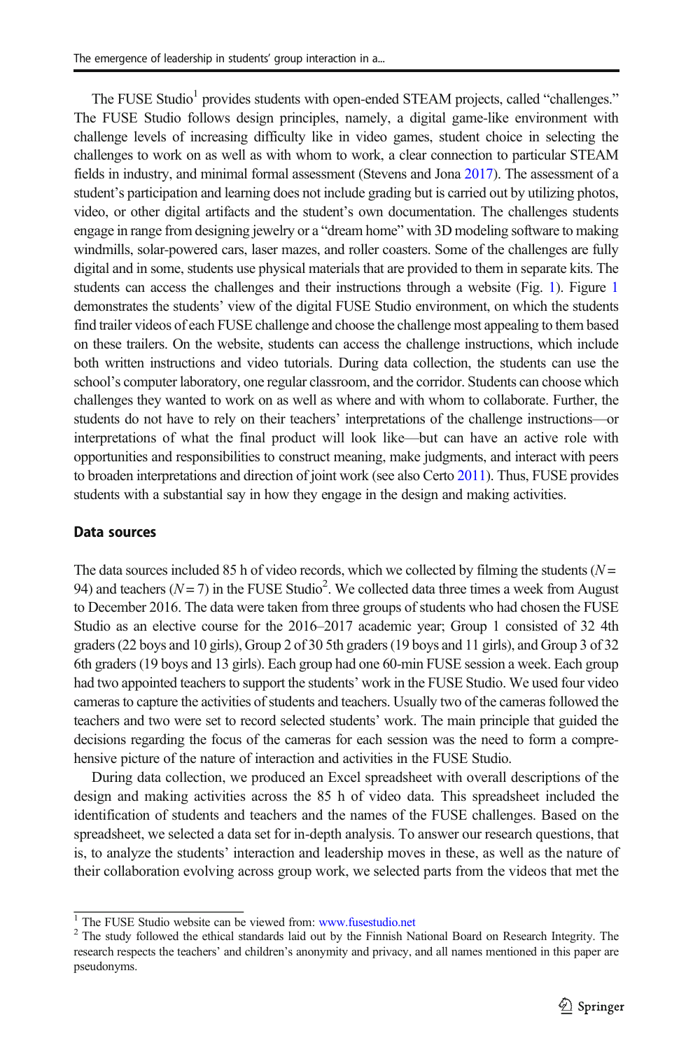The FUSE Studio[1] provides students with open-ended STEAM projects, called "challenges." The FUSE Studio follows design principles, namely, a digital game-like environment with challenge levels of increasing difficulty like in video games, student choice in selecting the challenges to work on as well as with whom to work, a clear connection to particular STEAM fields in industry, and minimal formal assessment (Stevens and Jona 2017). The assessment of a student's participation and learning does not include grading but is carried out by utilizing photos, video, or other digital artifacts and the student's own documentation. The challenges students engage in range from designing jewelry or a "dream home" with 3D modeling software to making windmills, solar-powered cars, laser mazes, and roller coasters. Some of the challenges are fully digital and in some, students use physical materials that are provided to them in separate kits. The students can access the challenges and their instructions through a website (Fig. 1). Figure 1 demonstrates the students' view of the digital FUSE Studio environment, on which the students find trailer videos of each FUSE challenge and choose the challenge most appealing to them based on these trailers. On the website, students can access the challenge instructions, which include both written instructions and video tutorials. During data collection, the students can use the school's computer laboratory, one regular classroom, and the corridor. Students can choose which challenges they wanted to work on as well as where and with whom to collaborate. Further, the students do not have to rely on their teachers' interpretations of the challenge instructions—or interpretations of what the final product will look like—but can have an active role with opportunities and responsibilities to construct meaning, make judgments, and interact with peers to broaden interpretations and direction of joint work (see also Certo 2011). Thus, FUSE provides students with a substantial say in how they engage in the design and making activities.

### Data sources

The data sources included 85 h of video records, which we collected by filming the students ($N = 94$) and teachers ($N = 7$) in the FUSE Studio[2]. We collected data three times a week from August to December 2016. The data were taken from three groups of students who had chosen the FUSE Studio as an elective course for the 2016–2017 academic year; Group 1 consisted of 32 4th graders (22 boys and 10 girls), Group 2 of 30 5th graders (19 boys and 11 girls), and Group 3 of 32 6th graders (19 boys and 13 girls). Each group had one 60-min FUSE session a week. Each group had two appointed teachers to support the students' work in the FUSE Studio. We used four video cameras to capture the activities of students and teachers. Usually two of the cameras followed the teachers and two were set to record selected students' work. The main principle that guided the decisions regarding the focus of the cameras for each session was the need to form a comprehensive picture of the nature of interaction and activities in the FUSE Studio.

During data collection, we produced an Excel spreadsheet with overall descriptions of the design and making activities across the 85 h of video data. This spreadsheet included the identification of students and teachers and the names of the FUSE challenges. Based on the spreadsheet, we selected a data set for in-depth analysis. To answer our research questions, that is, to analyze the students' interaction and leadership moves in these, as well as the nature of their collaboration evolving across group work, we selected parts from the videos that met the

[1] The FUSE Studio website can be viewed from: www.fusestudio.net

[2] The study followed the ethical standards laid out by the Finnish National Board on Research Integrity. The research respects the teachers' and children's anonymity and privacy, and all names mentioned in this paper are pseudonyms.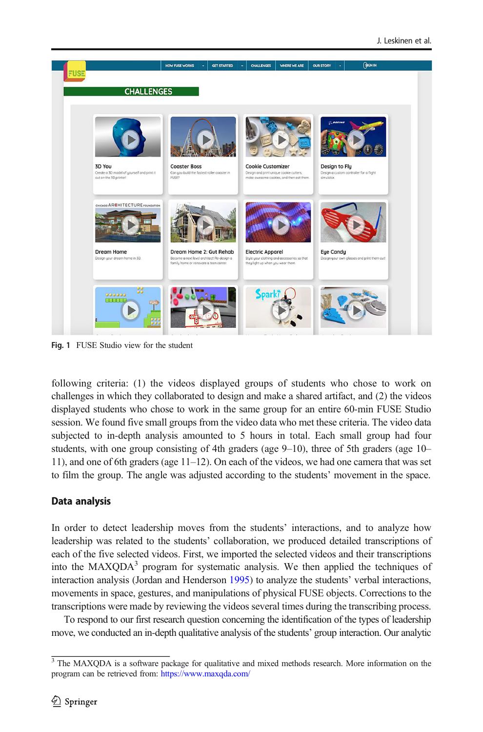Fig. 1 FUSE Studio view for the student

following criteria: (1) the videos displayed groups of students who chose to work on challenges in which they collaborated to design and make a shared artifact, and (2) the videos displayed students who chose to work in the same group for an entire 60-min FUSE Studio session. We found five small groups from the video data who met these criteria. The video data subjected to in-depth analysis amounted to 5 hours in total. Each small group had four students, with one group consisting of 4th graders (age 9–10), three of 5th graders (age 10–11), and one of 6th graders (age 11–12). On each of the videos, we had one camera that was set to film the group. The angle was adjusted according to the students' movement in the space.

## Data analysis

In order to detect leadership moves from the students' interactions, and to analyze how leadership was related to the students' collaboration, we produced detailed transcriptions of each of the five selected videos. First, we imported the selected videos and their transcriptions into the MAXQDA[3] program for systematic analysis. We then applied the techniques of interaction analysis (Jordan and Henderson 1995) to analyze the students' verbal interactions, movements in space, gestures, and manipulations of physical FUSE objects. Corrections to the transcriptions were made by reviewing the videos several times during the transcribing process.

To respond to our first research question concerning the identification of the types of leadership move, we conducted an in-depth qualitative analysis of the students' group interaction. Our analytic

[3] The MAXQDA is a software package for qualitative and mixed methods research. More information on the program can be retrieved from: https://www.maxqda.com/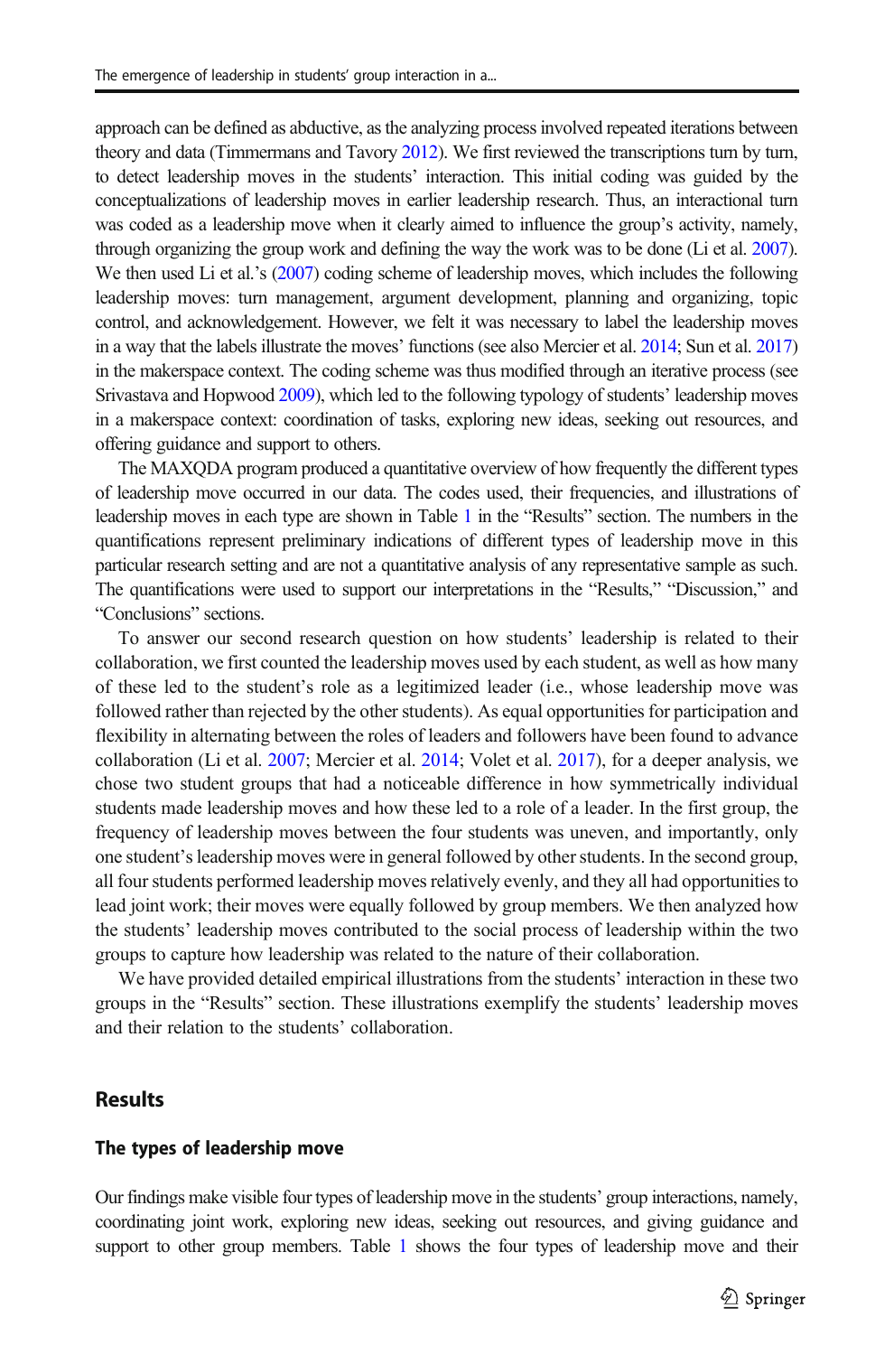approach can be defined as abductive, as the analyzing process involved repeated iterations between theory and data (Timmermans and Tavory 2012). We first reviewed the transcriptions turn by turn, to detect leadership moves in the students' interaction. This initial coding was guided by the conceptualizations of leadership moves in earlier leadership research. Thus, an interactional turn was coded as a leadership move when it clearly aimed to influence the group's activity, namely, through organizing the group work and defining the way the work was to be done (Li et al. 2007). We then used Li et al.'s (2007) coding scheme of leadership moves, which includes the following leadership moves: turn management, argument development, planning and organizing, topic control, and acknowledgement. However, we felt it was necessary to label the leadership moves in a way that the labels illustrate the moves' functions (see also Mercier et al. 2014; Sun et al. 2017) in the makerspace context. The coding scheme was thus modified through an iterative process (see Srivastava and Hopwood 2009), which led to the following typology of students' leadership moves in a makerspace context: coordination of tasks, exploring new ideas, seeking out resources, and offering guidance and support to others.

The MAXQDA program produced a quantitative overview of how frequently the different types of leadership move occurred in our data. The codes used, their frequencies, and illustrations of leadership moves in each type are shown in Table 1 in the "Results" section. The numbers in the quantifications represent preliminary indications of different types of leadership move in this particular research setting and are not a quantitative analysis of any representative sample as such. The quantifications were used to support our interpretations in the "Results," "Discussion," and "Conclusions" sections.

To answer our second research question on how students' leadership is related to their collaboration, we first counted the leadership moves used by each student, as well as how many of these led to the student's role as a legitimized leader (i.e., whose leadership move was followed rather than rejected by the other students). As equal opportunities for participation and flexibility in alternating between the roles of leaders and followers have been found to advance collaboration (Li et al. 2007; Mercier et al. 2014; Volet et al. 2017), for a deeper analysis, we chose two student groups that had a noticeable difference in how symmetrically individual students made leadership moves and how these led to a role of a leader. In the first group, the frequency of leadership moves between the four students was uneven, and importantly, only one student's leadership moves were in general followed by other students. In the second group, all four students performed leadership moves relatively evenly, and they all had opportunities to lead joint work; their moves were equally followed by group members. We then analyzed how the students' leadership moves contributed to the social process of leadership within the two groups to capture how leadership was related to the nature of their collaboration.

We have provided detailed empirical illustrations from the students' interaction in these two groups in the "Results" section. These illustrations exemplify the students' leadership moves and their relation to the students' collaboration.

## Results

### The types of leadership move

Our findings make visible four types of leadership move in the students' group interactions, namely, coordinating joint work, exploring new ideas, seeking out resources, and giving guidance and support to other group members. Table 1 shows the four types of leadership move and their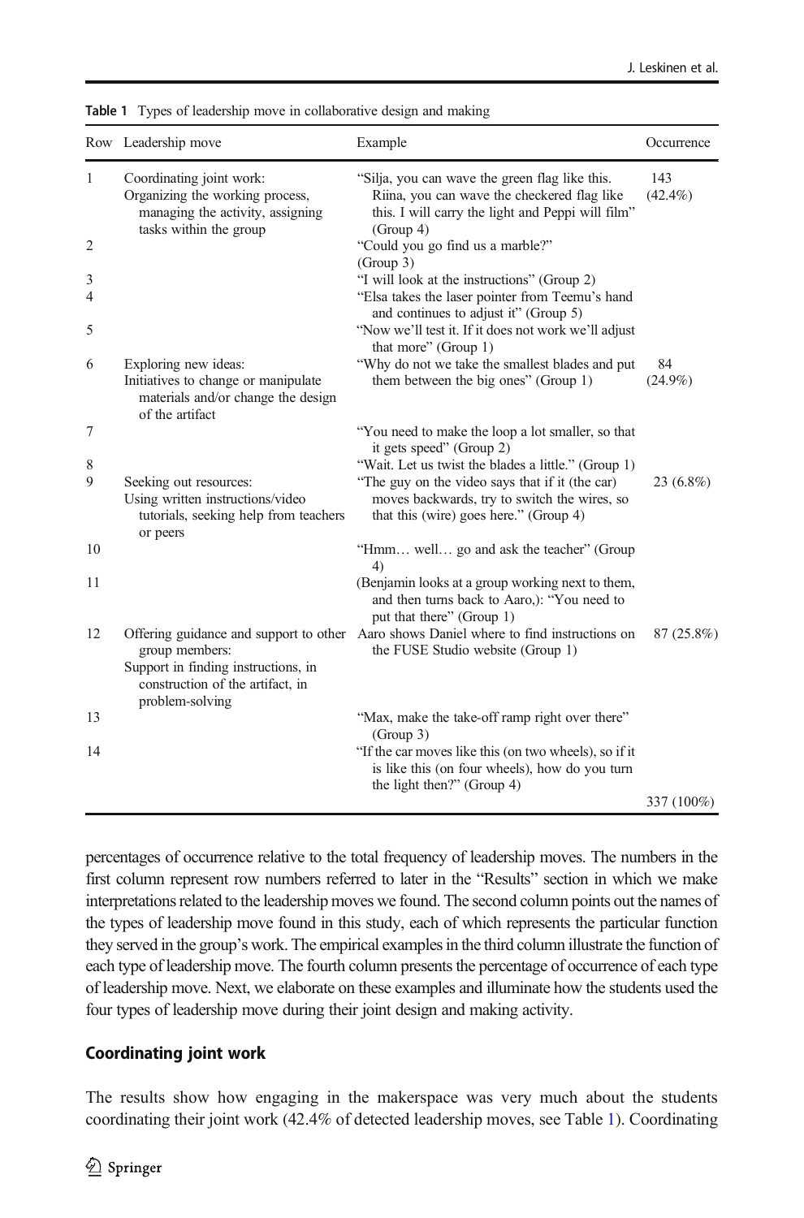**Table 1** Types of leadership move in collaborative design and making

| Row | Leadership move | Example | Occurrence |
| --- | --- | --- | --- |
| 1 | Coordinating joint work: Organizing the working process, managing the activity, assigning tasks within the group | "Silja, you can wave the green flag like this. Riina, you can wave the checkered flag like this. I will carry the light and Peppi will film" (Group 4) | 143 (42.4%) |
| 2 | | "Could you go find us a marble?" (Group 3) | |
| 3 | | "I will look at the instructions" (Group 2) | |
| 4 | | "Elsa takes the laser pointer from Teemu's hand and continues to adjust it" (Group 5) | |
| 5 | | "Now we'll test it. If it does not work we'll adjust that more" (Group 1) | |
| 6 | Exploring new ideas: Initiatives to change or manipulate materials and/or change the design of the artifact | "Why do not we take the smallest blades and put them between the big ones" (Group 1) | 84 (24.9%) |
| 7 | | "You need to make the loop a lot smaller, so that it gets speed" (Group 2) | |
| 8 | | "Wait. Let us twist the blades a little." (Group 1) | |
| 9 | Seeking out resources: Using written instructions/video tutorials, seeking help from teachers or peers | "The guy on the video says that if it (the car) moves backwards, try to switch the wires, so that this (wire) goes here." (Group 4) | 23 (6.8%) |
| 10 | | "Hmm… well… go and ask the teacher" (Group 4) | |
| 11 | | (Benjamin looks at a group working next to them, and then turns back to Aaro,): "You need to put that there" (Group 1) | |
| 12 | Offering guidance and support to other group members: Support in finding instructions, in construction of the artifact, in problem-solving | Aaro shows Daniel where to find instructions on the FUSE Studio website (Group 1) | 87 (25.8%) |
| 13 | | "Max, make the take-off ramp right over there" (Group 3) | |
| 14 | | "If the car moves like this (on two wheels), so if it is like this (on four wheels), how do you turn the light then?" (Group 4) | |
| | | | 337 (100%) |

percentages of occurrence relative to the total frequency of leadership moves. The numbers in the first column represent row numbers referred to later in the "Results" section in which we make interpretations related to the leadership moves we found. The second column points out the names of the types of leadership move found in this study, each of which represents the particular function they served in the group's work. The empirical examples in the third column illustrate the function of each type of leadership move. The fourth column presents the percentage of occurrence of each type of leadership move. Next, we elaborate on these examples and illuminate how the students used the four types of leadership move during their joint design and making activity.

### Coordinating joint work

The results show how engaging in the makerspace was very much about the students coordinating their joint work (42.4% of detected leadership moves, see Table 1). Coordinating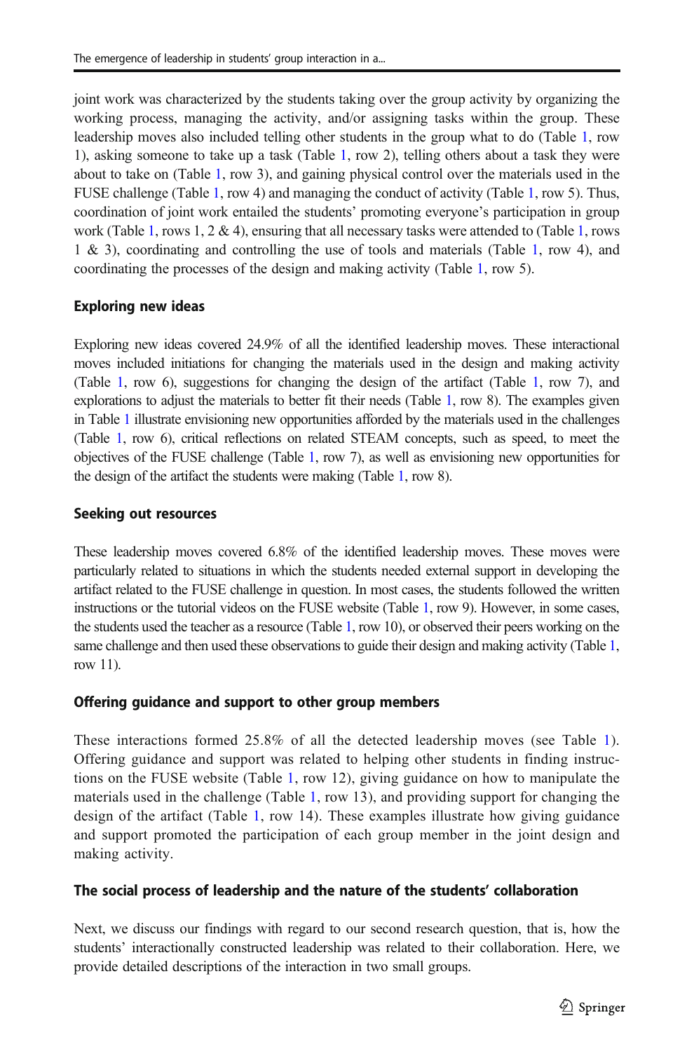joint work was characterized by the students taking over the group activity by organizing the working process, managing the activity, and/or assigning tasks within the group. These leadership moves also included telling other students in the group what to do (Table 1, row 1), asking someone to take up a task (Table 1, row 2), telling others about a task they were about to take on (Table 1, row 3), and gaining physical control over the materials used in the FUSE challenge (Table 1, row 4) and managing the conduct of activity (Table 1, row 5). Thus, coordination of joint work entailed the students' promoting everyone's participation in group work (Table 1, rows 1, 2 & 4), ensuring that all necessary tasks were attended to (Table 1, rows 1 & 3), coordinating and controlling the use of tools and materials (Table 1, row 4), and coordinating the processes of the design and making activity (Table 1, row 5).

### Exploring new ideas

Exploring new ideas covered 24.9% of all the identified leadership moves. These interactional moves included initiations for changing the materials used in the design and making activity (Table 1, row 6), suggestions for changing the design of the artifact (Table 1, row 7), and explorations to adjust the materials to better fit their needs (Table 1, row 8). The examples given in Table 1 illustrate envisioning new opportunities afforded by the materials used in the challenges (Table 1, row 6), critical reflections on related STEAM concepts, such as speed, to meet the objectives of the FUSE challenge (Table 1, row 7), as well as envisioning new opportunities for the design of the artifact the students were making (Table 1, row 8).

### Seeking out resources

These leadership moves covered 6.8% of the identified leadership moves. These moves were particularly related to situations in which the students needed external support in developing the artifact related to the FUSE challenge in question. In most cases, the students followed the written instructions or the tutorial videos on the FUSE website (Table 1, row 9). However, in some cases, the students used the teacher as a resource (Table 1, row 10), or observed their peers working on the same challenge and then used these observations to guide their design and making activity (Table 1, row 11).

### Offering guidance and support to other group members

These interactions formed 25.8% of all the detected leadership moves (see Table 1). Offering guidance and support was related to helping other students in finding instructions on the FUSE website (Table 1, row 12), giving guidance on how to manipulate the materials used in the challenge (Table 1, row 13), and providing support for changing the design of the artifact (Table 1, row 14). These examples illustrate how giving guidance and support promoted the participation of each group member in the joint design and making activity.

### The social process of leadership and the nature of the students' collaboration

Next, we discuss our findings with regard to our second research question, that is, how the students' interactionally constructed leadership was related to their collaboration. Here, we provide detailed descriptions of the interaction in two small groups.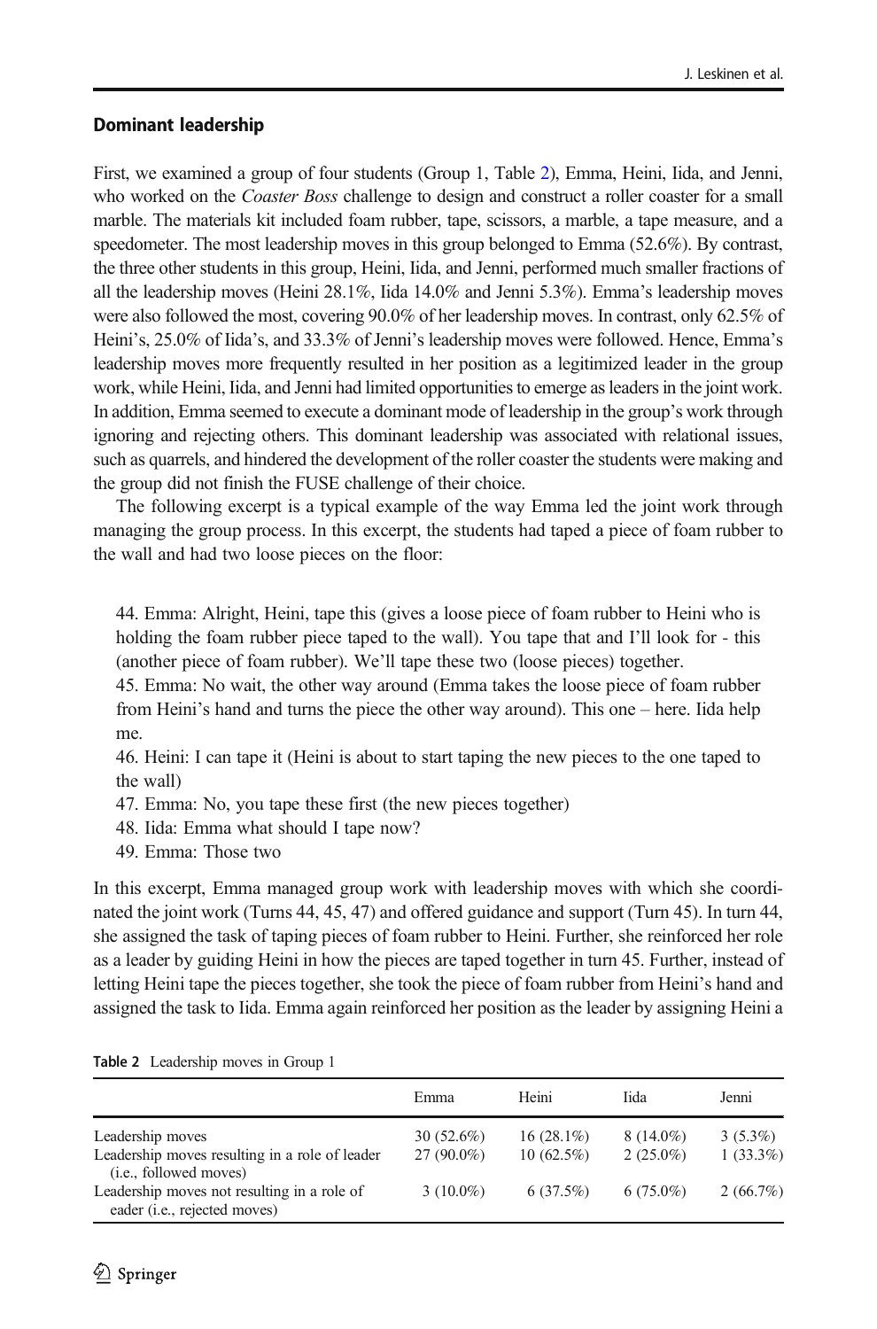## Dominant leadership

First, we examined a group of four students (Group 1, Table 2), Emma, Heini, Iida, and Jenni, who worked on the *Coaster Boss* challenge to design and construct a roller coaster for a small marble. The materials kit included foam rubber, tape, scissors, a marble, a tape measure, and a speedometer. The most leadership moves in this group belonged to Emma (52.6%). By contrast, the three other students in this group, Heini, Iida, and Jenni, performed much smaller fractions of all the leadership moves (Heini 28.1%, Iida 14.0% and Jenni 5.3%). Emma's leadership moves were also followed the most, covering 90.0% of her leadership moves. In contrast, only 62.5% of Heini's, 25.0% of Iida's, and 33.3% of Jenni's leadership moves were followed. Hence, Emma's leadership moves more frequently resulted in her position as a legitimized leader in the group work, while Heini, Iida, and Jenni had limited opportunities to emerge as leaders in the joint work. In addition, Emma seemed to execute a dominant mode of leadership in the group's work through ignoring and rejecting others. This dominant leadership was associated with relational issues, such as quarrels, and hindered the development of the roller coaster the students were making and the group did not finish the FUSE challenge of their choice.

The following excerpt is a typical example of the way Emma led the joint work through managing the group process. In this excerpt, the students had taped a piece of foam rubber to the wall and had two loose pieces on the floor:

> 44. Emma: Alright, Heini, tape this (gives a loose piece of foam rubber to Heini who is holding the foam rubber piece taped to the wall). You tape that and I'll look for - this (another piece of foam rubber). We'll tape these two (loose pieces) together.
> 45. Emma: No wait, the other way around (Emma takes the loose piece of foam rubber from Heini's hand and turns the piece the other way around). This one – here. Iida help me.
> 46. Heini: I can tape it (Heini is about to start taping the new pieces to the one taped to the wall)
> 47. Emma: No, you tape these first (the new pieces together)
> 48. Iida: Emma what should I tape now?
> 49. Emma: Those two

In this excerpt, Emma managed group work with leadership moves with which she coordinated the joint work (Turns 44, 45, 47) and offered guidance and support (Turn 45). In turn 44, she assigned the task of taping pieces of foam rubber to Heini. Further, she reinforced her role as a leader by guiding Heini in how the pieces are taped together in turn 45. Further, instead of letting Heini tape the pieces together, she took the piece of foam rubber from Heini's hand and assigned the task to Iida. Emma again reinforced her position as the leader by assigning Heini a

**Table 2** Leadership moves in Group 1

| | Emma | Heini | Iida | Jenni |
|---|---|---|---|---|
| Leadership moves | 30 (52.6%) | 16 (28.1%) | 8 (14.0%) | 3 (5.3%) |
| Leadership moves resulting in a role of leader (i.e., followed moves) | 27 (90.0%) | 10 (62.5%) | 2 (25.0%) | 1 (33.3%) |
| Leadership moves not resulting in a role of eader (i.e., rejected moves) | 3 (10.0%) | 6 (37.5%) | 6 (75.0%) | 2 (66.7%) |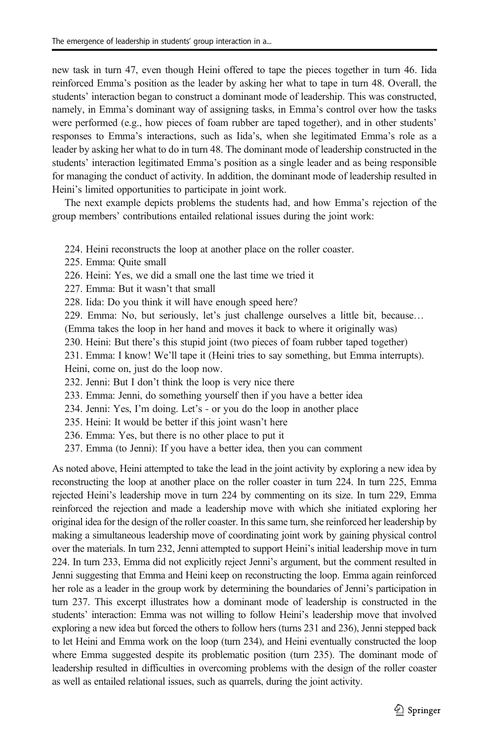new task in turn 47, even though Heini offered to tape the pieces together in turn 46. Iida reinforced Emma's position as the leader by asking her what to tape in turn 48. Overall, the students' interaction began to construct a dominant mode of leadership. This was constructed, namely, in Emma's dominant way of assigning tasks, in Emma's control over how the tasks were performed (e.g., how pieces of foam rubber are taped together), and in other students' responses to Emma's interactions, such as Iida's, when she legitimated Emma's role as a leader by asking her what to do in turn 48. The dominant mode of leadership constructed in the students' interaction legitimated Emma's position as a single leader and as being responsible for managing the conduct of activity. In addition, the dominant mode of leadership resulted in Heini's limited opportunities to participate in joint work.

The next example depicts problems the students had, and how Emma's rejection of the group members' contributions entailed relational issues during the joint work:

224. Heini reconstructs the loop at another place on the roller coaster.
225. Emma: Quite small
226. Heini: Yes, we did a small one the last time we tried it
227. Emma: But it wasn't that small
228. Iida: Do you think it will have enough speed here?
229. Emma: No, but seriously, let's just challenge ourselves a little bit, because… (Emma takes the loop in her hand and moves it back to where it originally was)
230. Heini: But there's this stupid joint (two pieces of foam rubber taped together)
231. Emma: I know! We'll tape it (Heini tries to say something, but Emma interrupts). Heini, come on, just do the loop now.
232. Jenni: But I don't think the loop is very nice there
233. Emma: Jenni, do something yourself then if you have a better idea
234. Jenni: Yes, I'm doing. Let's - or you do the loop in another place
235. Heini: It would be better if this joint wasn't here
236. Emma: Yes, but there is no other place to put it
237. Emma (to Jenni): If you have a better idea, then you can comment

As noted above, Heini attempted to take the lead in the joint activity by exploring a new idea by reconstructing the loop at another place on the roller coaster in turn 224. In turn 225, Emma rejected Heini's leadership move in turn 224 by commenting on its size. In turn 229, Emma reinforced the rejection and made a leadership move with which she initiated exploring her original idea for the design of the roller coaster. In this same turn, she reinforced her leadership by making a simultaneous leadership move of coordinating joint work by gaining physical control over the materials. In turn 232, Jenni attempted to support Heini's initial leadership move in turn 224. In turn 233, Emma did not explicitly reject Jenni's argument, but the comment resulted in Jenni suggesting that Emma and Heini keep on reconstructing the loop. Emma again reinforced her role as a leader in the group work by determining the boundaries of Jenni's participation in turn 237. This excerpt illustrates how a dominant mode of leadership is constructed in the students' interaction: Emma was not willing to follow Heini's leadership move that involved exploring a new idea but forced the others to follow hers (turns 231 and 236), Jenni stepped back to let Heini and Emma work on the loop (turn 234), and Heini eventually constructed the loop where Emma suggested despite its problematic position (turn 235). The dominant mode of leadership resulted in difficulties in overcoming problems with the design of the roller coaster as well as entailed relational issues, such as quarrels, during the joint activity.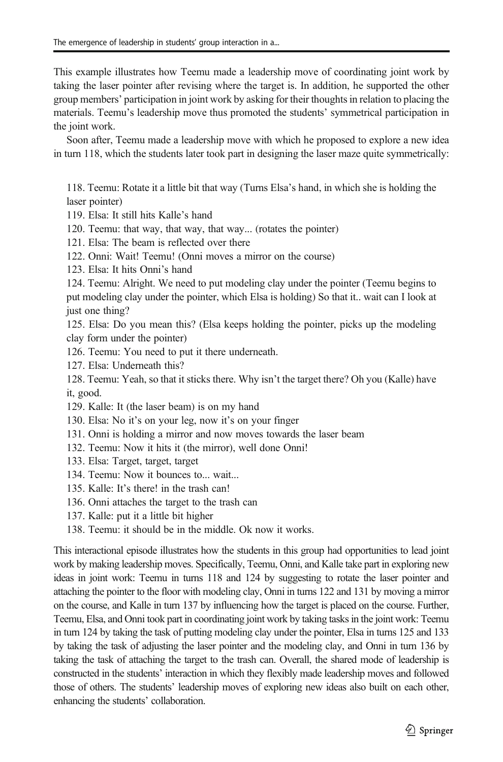This example illustrates how Teemu made a leadership move of coordinating joint work by taking the laser pointer after revising where the target is. In addition, he supported the other group members' participation in joint work by asking for their thoughts in relation to placing the materials. Teemu's leadership move thus promoted the students' symmetrical participation in the joint work.

Soon after, Teemu made a leadership move with which he proposed to explore a new idea in turn 118, which the students later took part in designing the laser maze quite symmetrically:

118. Teemu: Rotate it a little bit that way (Turns Elsa's hand, in which she is holding the laser pointer)
119. Elsa: It still hits Kalle's hand
120. Teemu: that way, that way, that way... (rotates the pointer)
121. Elsa: The beam is reflected over there
122. Onni: Wait! Teemu! (Onni moves a mirror on the course)
123. Elsa: It hits Onni's hand
124. Teemu: Alright. We need to put modeling clay under the pointer (Teemu begins to put modeling clay under the pointer, which Elsa is holding) So that it.. wait can I look at just one thing?
125. Elsa: Do you mean this? (Elsa keeps holding the pointer, picks up the modeling clay form under the pointer)
126. Teemu: You need to put it there underneath.
127. Elsa: Underneath this?
128. Teemu: Yeah, so that it sticks there. Why isn't the target there? Oh you (Kalle) have it, good.
129. Kalle: It (the laser beam) is on my hand
130. Elsa: No it's on your leg, now it's on your finger
131. Onni is holding a mirror and now moves towards the laser beam
132. Teemu: Now it hits it (the mirror), well done Onni!
133. Elsa: Target, target, target
134. Teemu: Now it bounces to... wait...
135. Kalle: It's there! in the trash can!
136. Onni attaches the target to the trash can
137. Kalle: put it a little bit higher
138. Teemu: it should be in the middle. Ok now it works.

This interactional episode illustrates how the students in this group had opportunities to lead joint work by making leadership moves. Specifically, Teemu, Onni, and Kalle take part in exploring new ideas in joint work: Teemu in turns 118 and 124 by suggesting to rotate the laser pointer and attaching the pointer to the floor with modeling clay, Onni in turns 122 and 131 by moving a mirror on the course, and Kalle in turn 137 by influencing how the target is placed on the course. Further, Teemu, Elsa, and Onni took part in coordinating joint work by taking tasks in the joint work: Teemu in turn 124 by taking the task of putting modeling clay under the pointer, Elsa in turns 125 and 133 by taking the task of adjusting the laser pointer and the modeling clay, and Onni in turn 136 by taking the task of attaching the target to the trash can. Overall, the shared mode of leadership is constructed in the students' interaction in which they flexibly made leadership moves and followed those of others. The students' leadership moves of exploring new ideas also built on each other, enhancing the students' collaboration.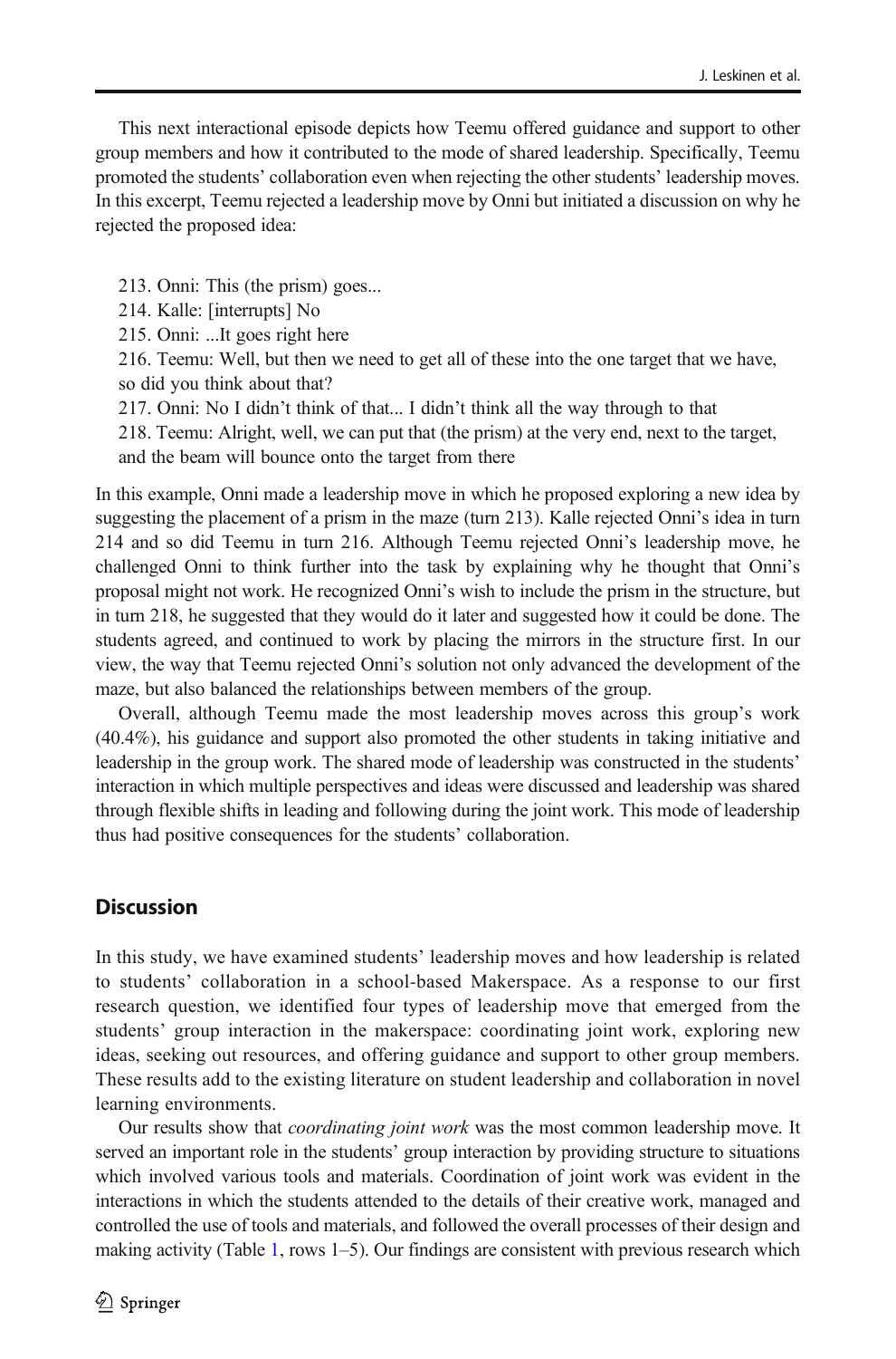This next interactional episode depicts how Teemu offered guidance and support to other group members and how it contributed to the mode of shared leadership. Specifically, Teemu promoted the students' collaboration even when rejecting the other students' leadership moves. In this excerpt, Teemu rejected a leadership move by Onni but initiated a discussion on why he rejected the proposed idea:

> 213. Onni: This (the prism) goes...
>
> 214. Kalle: [interrupts] No
>
> 215. Onni: ...It goes right here
>
> 216. Teemu: Well, but then we need to get all of these into the one target that we have, so did you think about that?
>
> 217. Onni: No I didn't think of that... I didn't think all the way through to that
>
> 218. Teemu: Alright, well, we can put that (the prism) at the very end, next to the target, and the beam will bounce onto the target from there

In this example, Onni made a leadership move in which he proposed exploring a new idea by suggesting the placement of a prism in the maze (turn 213). Kalle rejected Onni's idea in turn 214 and so did Teemu in turn 216. Although Teemu rejected Onni's leadership move, he challenged Onni to think further into the task by explaining why he thought that Onni's proposal might not work. He recognized Onni's wish to include the prism in the structure, but in turn 218, he suggested that they would do it later and suggested how it could be done. The students agreed, and continued to work by placing the mirrors in the structure first. In our view, the way that Teemu rejected Onni's solution not only advanced the development of the maze, but also balanced the relationships between members of the group.

Overall, although Teemu made the most leadership moves across this group's work (40.4%), his guidance and support also promoted the other students in taking initiative and leadership in the group work. The shared mode of leadership was constructed in the students' interaction in which multiple perspectives and ideas were discussed and leadership was shared through flexible shifts in leading and following during the joint work. This mode of leadership thus had positive consequences for the students' collaboration.

## Discussion

In this study, we have examined students' leadership moves and how leadership is related to students' collaboration in a school-based Makerspace. As a response to our first research question, we identified four types of leadership move that emerged from the students' group interaction in the makerspace: coordinating joint work, exploring new ideas, seeking out resources, and offering guidance and support to other group members. These results add to the existing literature on student leadership and collaboration in novel learning environments.

Our results show that *coordinating joint work* was the most common leadership move. It served an important role in the students' group interaction by providing structure to situations which involved various tools and materials. Coordination of joint work was evident in the interactions in which the students attended to the details of their creative work, managed and controlled the use of tools and materials, and followed the overall processes of their design and making activity (Table 1, rows 1–5). Our findings are consistent with previous research which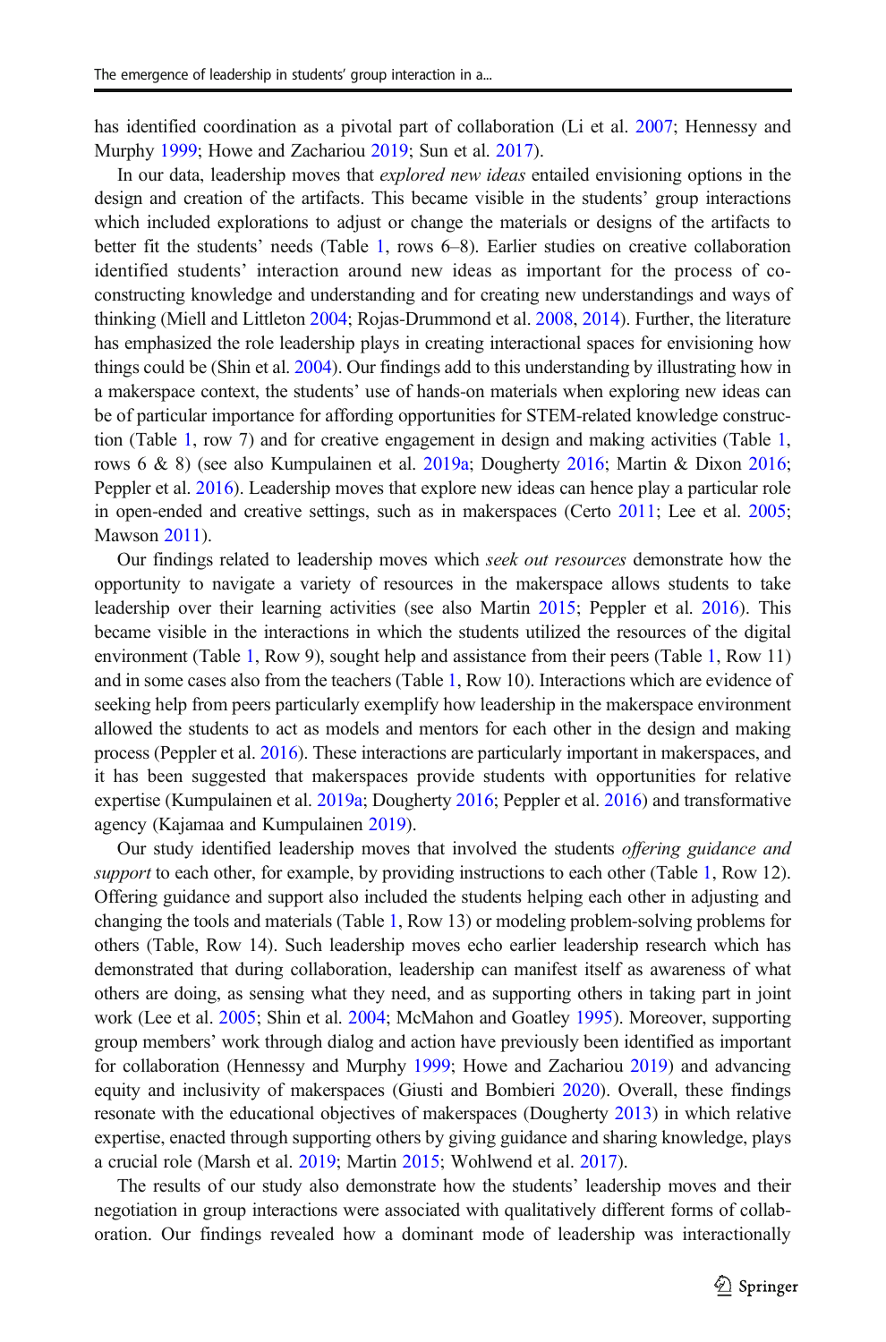has identified coordination as a pivotal part of collaboration (Li et al. 2007; Hennessy and Murphy 1999; Howe and Zachariou 2019; Sun et al. 2017).

In our data, leadership moves that *explored new ideas* entailed envisioning options in the design and creation of the artifacts. This became visible in the students' group interactions which included explorations to adjust or change the materials or designs of the artifacts to better fit the students' needs (Table 1, rows 6–8). Earlier studies on creative collaboration identified students' interaction around new ideas as important for the process of co-constructing knowledge and understanding and for creating new understandings and ways of thinking (Miell and Littleton 2004; Rojas-Drummond et al. 2008, 2014). Further, the literature has emphasized the role leadership plays in creating interactional spaces for envisioning how things could be (Shin et al. 2004). Our findings add to this understanding by illustrating how in a makerspace context, the students' use of hands-on materials when exploring new ideas can be of particular importance for affording opportunities for STEM-related knowledge construction (Table 1, row 7) and for creative engagement in design and making activities (Table 1, rows 6 & 8) (see also Kumpulainen et al. 2019a; Dougherty 2016; Martin & Dixon 2016; Peppler et al. 2016). Leadership moves that explore new ideas can hence play a particular role in open-ended and creative settings, such as in makerspaces (Certo 2011; Lee et al. 2005; Mawson 2011).

Our findings related to leadership moves which *seek out resources* demonstrate how the opportunity to navigate a variety of resources in the makerspace allows students to take leadership over their learning activities (see also Martin 2015; Peppler et al. 2016). This became visible in the interactions in which the students utilized the resources of the digital environment (Table 1, Row 9), sought help and assistance from their peers (Table 1, Row 11) and in some cases also from the teachers (Table 1, Row 10). Interactions which are evidence of seeking help from peers particularly exemplify how leadership in the makerspace environment allowed the students to act as models and mentors for each other in the design and making process (Peppler et al. 2016). These interactions are particularly important in makerspaces, and it has been suggested that makerspaces provide students with opportunities for relative expertise (Kumpulainen et al. 2019a; Dougherty 2016; Peppler et al. 2016) and transformative agency (Kajamaa and Kumpulainen 2019).

Our study identified leadership moves that involved the students *offering guidance and support* to each other, for example, by providing instructions to each other (Table 1, Row 12). Offering guidance and support also included the students helping each other in adjusting and changing the tools and materials (Table 1, Row 13) or modeling problem-solving problems for others (Table, Row 14). Such leadership moves echo earlier leadership research which has demonstrated that during collaboration, leadership can manifest itself as awareness of what others are doing, as sensing what they need, and as supporting others in taking part in joint work (Lee et al. 2005; Shin et al. 2004; McMahon and Goatley 1995). Moreover, supporting group members' work through dialog and action have previously been identified as important for collaboration (Hennessy and Murphy 1999; Howe and Zachariou 2019) and advancing equity and inclusivity of makerspaces (Giusti and Bombieri 2020). Overall, these findings resonate with the educational objectives of makerspaces (Dougherty 2013) in which relative expertise, enacted through supporting others by giving guidance and sharing knowledge, plays a crucial role (Marsh et al. 2019; Martin 2015; Wohlwend et al. 2017).

The results of our study also demonstrate how the students' leadership moves and their negotiation in group interactions were associated with qualitatively different forms of collaboration. Our findings revealed how a dominant mode of leadership was interactionally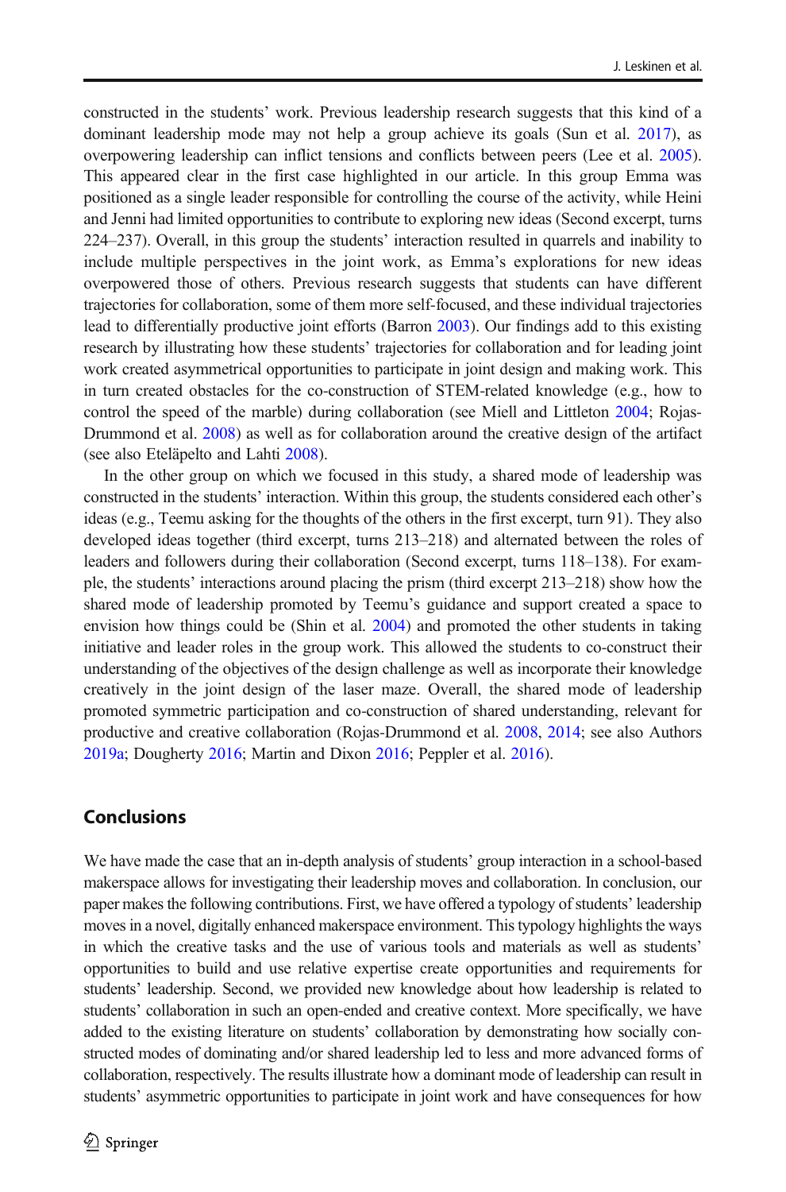constructed in the students' work. Previous leadership research suggests that this kind of a dominant leadership mode may not help a group achieve its goals (Sun et al. 2017), as overpowering leadership can inflict tensions and conflicts between peers (Lee et al. 2005). This appeared clear in the first case highlighted in our article. In this group Emma was positioned as a single leader responsible for controlling the course of the activity, while Heini and Jenni had limited opportunities to contribute to exploring new ideas (Second excerpt, turns 224–237). Overall, in this group the students' interaction resulted in quarrels and inability to include multiple perspectives in the joint work, as Emma's explorations for new ideas overpowered those of others. Previous research suggests that students can have different trajectories for collaboration, some of them more self-focused, and these individual trajectories lead to differentially productive joint efforts (Barron 2003). Our findings add to this existing research by illustrating how these students' trajectories for collaboration and for leading joint work created asymmetrical opportunities to participate in joint design and making work. This in turn created obstacles for the co-construction of STEM-related knowledge (e.g., how to control the speed of the marble) during collaboration (see Miell and Littleton 2004; Rojas-Drummond et al. 2008) as well as for collaboration around the creative design of the artifact (see also Eteläpelto and Lahti 2008).

In the other group on which we focused in this study, a shared mode of leadership was constructed in the students' interaction. Within this group, the students considered each other's ideas (e.g., Teemu asking for the thoughts of the others in the first excerpt, turn 91). They also developed ideas together (third excerpt, turns 213–218) and alternated between the roles of leaders and followers during their collaboration (Second excerpt, turns 118–138). For example, the students' interactions around placing the prism (third excerpt 213–218) show how the shared mode of leadership promoted by Teemu's guidance and support created a space to envision how things could be (Shin et al. 2004) and promoted the other students in taking initiative and leader roles in the group work. This allowed the students to co-construct their understanding of the objectives of the design challenge as well as incorporate their knowledge creatively in the joint design of the laser maze. Overall, the shared mode of leadership promoted symmetric participation and co-construction of shared understanding, relevant for productive and creative collaboration (Rojas-Drummond et al. 2008, 2014; see also Authors 2019a; Dougherty 2016; Martin and Dixon 2016; Peppler et al. 2016).

## Conclusions

We have made the case that an in-depth analysis of students' group interaction in a school-based makerspace allows for investigating their leadership moves and collaboration. In conclusion, our paper makes the following contributions. First, we have offered a typology of students' leadership moves in a novel, digitally enhanced makerspace environment. This typology highlights the ways in which the creative tasks and the use of various tools and materials as well as students' opportunities to build and use relative expertise create opportunities and requirements for students' leadership. Second, we provided new knowledge about how leadership is related to students' collaboration in such an open-ended and creative context. More specifically, we have added to the existing literature on students' collaboration by demonstrating how socially constructed modes of dominating and/or shared leadership led to less and more advanced forms of collaboration, respectively. The results illustrate how a dominant mode of leadership can result in students' asymmetric opportunities to participate in joint work and have consequences for how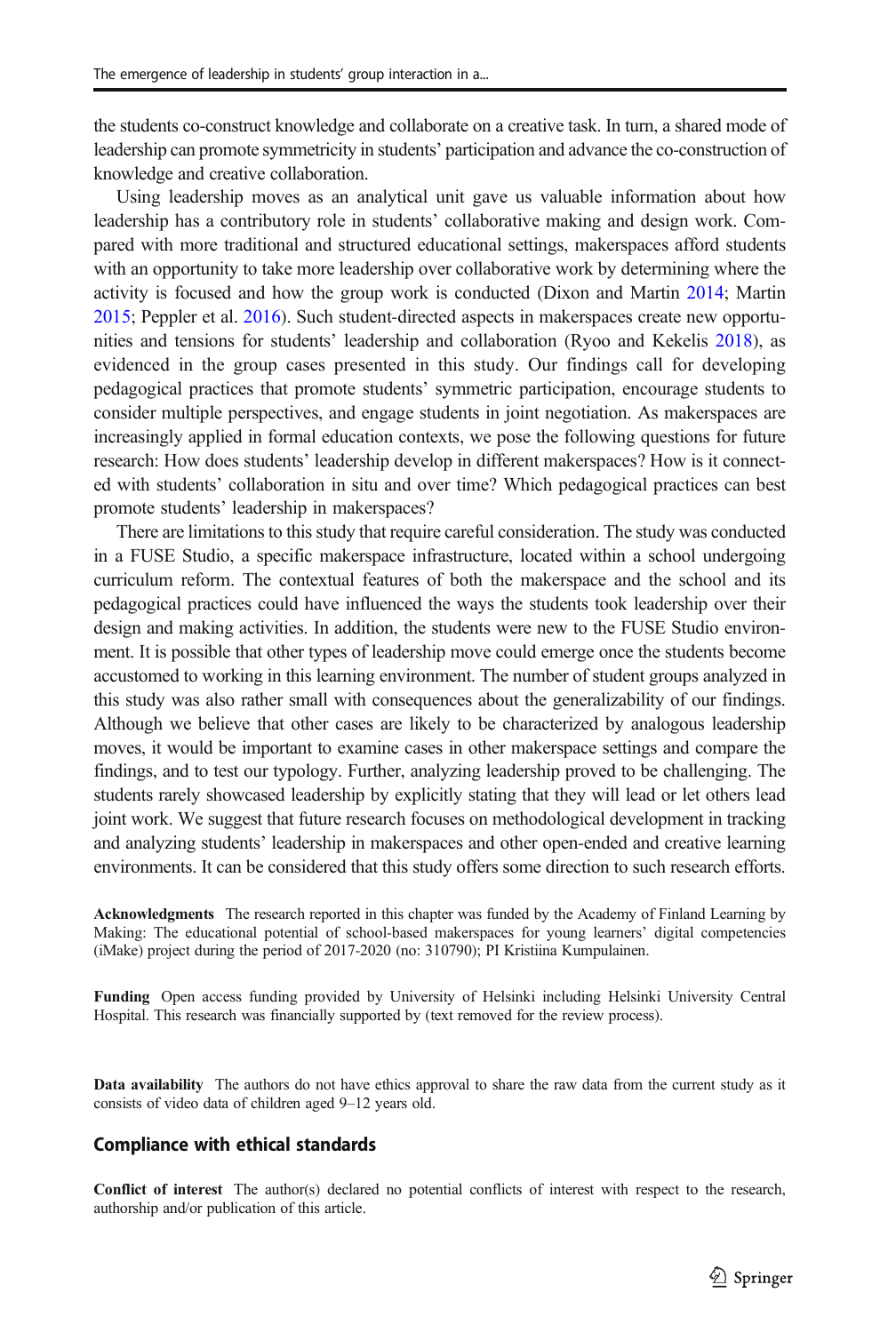the students co-construct knowledge and collaborate on a creative task. In turn, a shared mode of leadership can promote symmetricity in students' participation and advance the co-construction of knowledge and creative collaboration.

Using leadership moves as an analytical unit gave us valuable information about how leadership has a contributory role in students' collaborative making and design work. Compared with more traditional and structured educational settings, makerspaces afford students with an opportunity to take more leadership over collaborative work by determining where the activity is focused and how the group work is conducted (Dixon and Martin 2014; Martin 2015; Peppler et al. 2016). Such student-directed aspects in makerspaces create new opportunities and tensions for students' leadership and collaboration (Ryoo and Kekelis 2018), as evidenced in the group cases presented in this study. Our findings call for developing pedagogical practices that promote students' symmetric participation, encourage students to consider multiple perspectives, and engage students in joint negotiation. As makerspaces are increasingly applied in formal education contexts, we pose the following questions for future research: How does students' leadership develop in different makerspaces? How is it connected with students' collaboration in situ and over time? Which pedagogical practices can best promote students' leadership in makerspaces?

There are limitations to this study that require careful consideration. The study was conducted in a FUSE Studio, a specific makerspace infrastructure, located within a school undergoing curriculum reform. The contextual features of both the makerspace and the school and its pedagogical practices could have influenced the ways the students took leadership over their design and making activities. In addition, the students were new to the FUSE Studio environment. It is possible that other types of leadership move could emerge once the students become accustomed to working in this learning environment. The number of student groups analyzed in this study was also rather small with consequences about the generalizability of our findings. Although we believe that other cases are likely to be characterized by analogous leadership moves, it would be important to examine cases in other makerspace settings and compare the findings, and to test our typology. Further, analyzing leadership proved to be challenging. The students rarely showcased leadership by explicitly stating that they will lead or let others lead joint work. We suggest that future research focuses on methodological development in tracking and analyzing students' leadership in makerspaces and other open-ended and creative learning environments. It can be considered that this study offers some direction to such research efforts.

**Acknowledgments** The research reported in this chapter was funded by the Academy of Finland Learning by Making: The educational potential of school-based makerspaces for young learners' digital competencies (iMake) project during the period of 2017-2020 (no: 310790); PI Kristiina Kumpulainen.

**Funding** Open access funding provided by University of Helsinki including Helsinki University Central Hospital. This research was financially supported by (text removed for the review process).

**Data availability** The authors do not have ethics approval to share the raw data from the current study as it consists of video data of children aged 9–12 years old.

## Compliance with ethical standards

**Conflict of interest** The author(s) declared no potential conflicts of interest with respect to the research, authorship and/or publication of this article.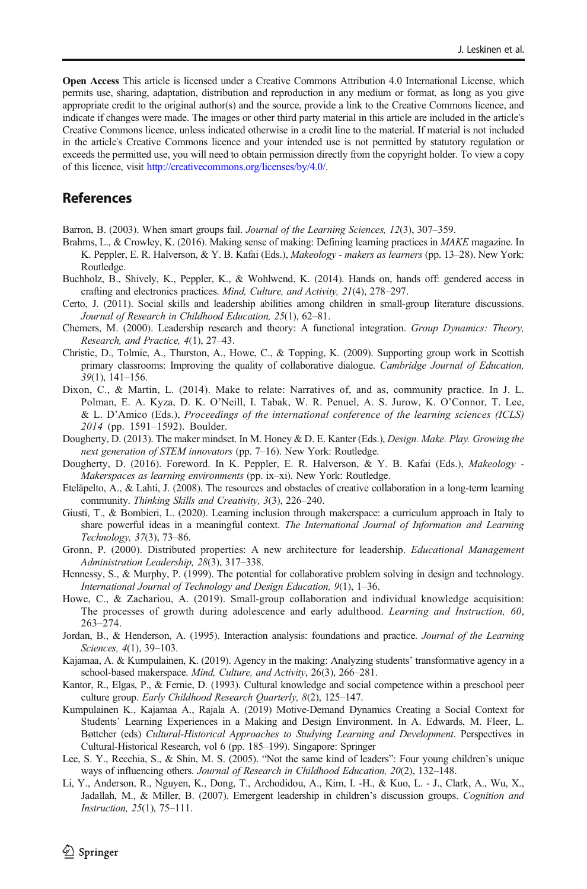**Open Access** This article is licensed under a Creative Commons Attribution 4.0 International License, which permits use, sharing, adaptation, distribution and reproduction in any medium or format, as long as you give appropriate credit to the original author(s) and the source, provide a link to the Creative Commons licence, and indicate if changes were made. The images or other third party material in this article are included in the article's Creative Commons licence, unless indicated otherwise in a credit line to the material. If material is not included in the article's Creative Commons licence and your intended use is not permitted by statutory regulation or exceeds the permitted use, you will need to obtain permission directly from the copyright holder. To view a copy of this licence, visit http://creativecommons.org/licenses/by/4.0/.

## References

Barron, B. (2003). When smart groups fail. *Journal of the Learning Sciences, 12*(3), 307–359.

Brahms, L., & Crowley, K. (2016). Making sense of making: Defining learning practices in *MAKE* magazine. In K. Peppler, E. R. Halverson, & Y. B. Kafai (Eds.), *Makeology - makers as learners* (pp. 13–28). New York: Routledge.

Buchholz, B., Shively, K., Peppler, K., & Wohlwend, K. (2014). Hands on, hands off: gendered access in crafting and electronics practices. *Mind, Culture, and Activity, 21*(4), 278–297.

Certo, J. (2011). Social skills and leadership abilities among children in small-group literature discussions. *Journal of Research in Childhood Education, 25*(1), 62–81.

Chemers, M. (2000). Leadership research and theory: A functional integration. *Group Dynamics: Theory, Research, and Practice, 4*(1), 27–43.

Christie, D., Tolmie, A., Thurston, A., Howe, C., & Topping, K. (2009). Supporting group work in Scottish primary classrooms: Improving the quality of collaborative dialogue. *Cambridge Journal of Education, 39*(1), 141–156.

Dixon, C., & Martin, L. (2014). Make to relate: Narratives of, and as, community practice. In J. L. Polman, E. A. Kyza, D. K. O'Neill, I. Tabak, W. R. Penuel, A. S. Jurow, K. O'Connor, T. Lee, & L. D'Amico (Eds.), *Proceedings of the international conference of the learning sciences (ICLS) 2014* (pp. 1591–1592). Boulder.

Dougherty, D. (2013). The maker mindset. In M. Honey & D. E. Kanter (Eds.), *Design. Make. Play. Growing the next generation of STEM innovators* (pp. 7–16). New York: Routledge.

Dougherty, D. (2016). Foreword. In K. Peppler, E. R. Halverson, & Y. B. Kafai (Eds.), *Makeology - Makerspaces as learning environments* (pp. ix–xi). New York: Routledge.

Eteläpelto, A., & Lahti, J. (2008). The resources and obstacles of creative collaboration in a long-term learning community. *Thinking Skills and Creativity, 3*(3), 226–240.

Giusti, T., & Bombieri, L. (2020). Learning inclusion through makerspace: a curriculum approach in Italy to share powerful ideas in a meaningful context. *The International Journal of Information and Learning Technology, 37*(3), 73–86.

Gronn, P. (2000). Distributed properties: A new architecture for leadership. *Educational Management Administration Leadership, 28*(3), 317–338.

Hennessy, S., & Murphy, P. (1999). The potential for collaborative problem solving in design and technology. *International Journal of Technology and Design Education, 9*(1), 1–36.

Howe, C., & Zachariou, A. (2019). Small-group collaboration and individual knowledge acquisition: The processes of growth during adolescence and early adulthood. *Learning and Instruction, 60*, 263–274.

Jordan, B., & Henderson, A. (1995). Interaction analysis: foundations and practice. *Journal of the Learning Sciences, 4*(1), 39–103.

Kajamaa, A. & Kumpulainen, K. (2019). Agency in the making: Analyzing students' transformative agency in a school-based makerspace. *Mind, Culture, and Activity*, 26(3), 266–281.

Kantor, R., Elgas, P., & Fernie, D. (1993). Cultural knowledge and social competence within a preschool peer culture group. *Early Childhood Research Quarterly, 8*(2), 125–147.

Kumpulainen K., Kajamaa A., Rajala A. (2019) Motive-Demand Dynamics Creating a Social Context for Students' Learning Experiences in a Making and Design Environment. In A. Edwards, M. Fleer, L. Bøttcher (eds) *Cultural-Historical Approaches to Studying Learning and Development*. Perspectives in Cultural-Historical Research, vol 6 (pp. 185–199). Singapore: Springer

Lee, S. Y., Recchia, S., & Shin, M. S. (2005). "Not the same kind of leaders": Four young children's unique ways of influencing others. *Journal of Research in Childhood Education, 20*(2), 132–148.

Li, Y., Anderson, R., Nguyen, K., Dong, T., Archodidou, A., Kim, I. -H., & Kuo, L. - J., Clark, A., Wu, X., Jadallah, M., & Miller, B. (2007). Emergent leadership in children's discussion groups. *Cognition and Instruction, 25*(1), 75–111.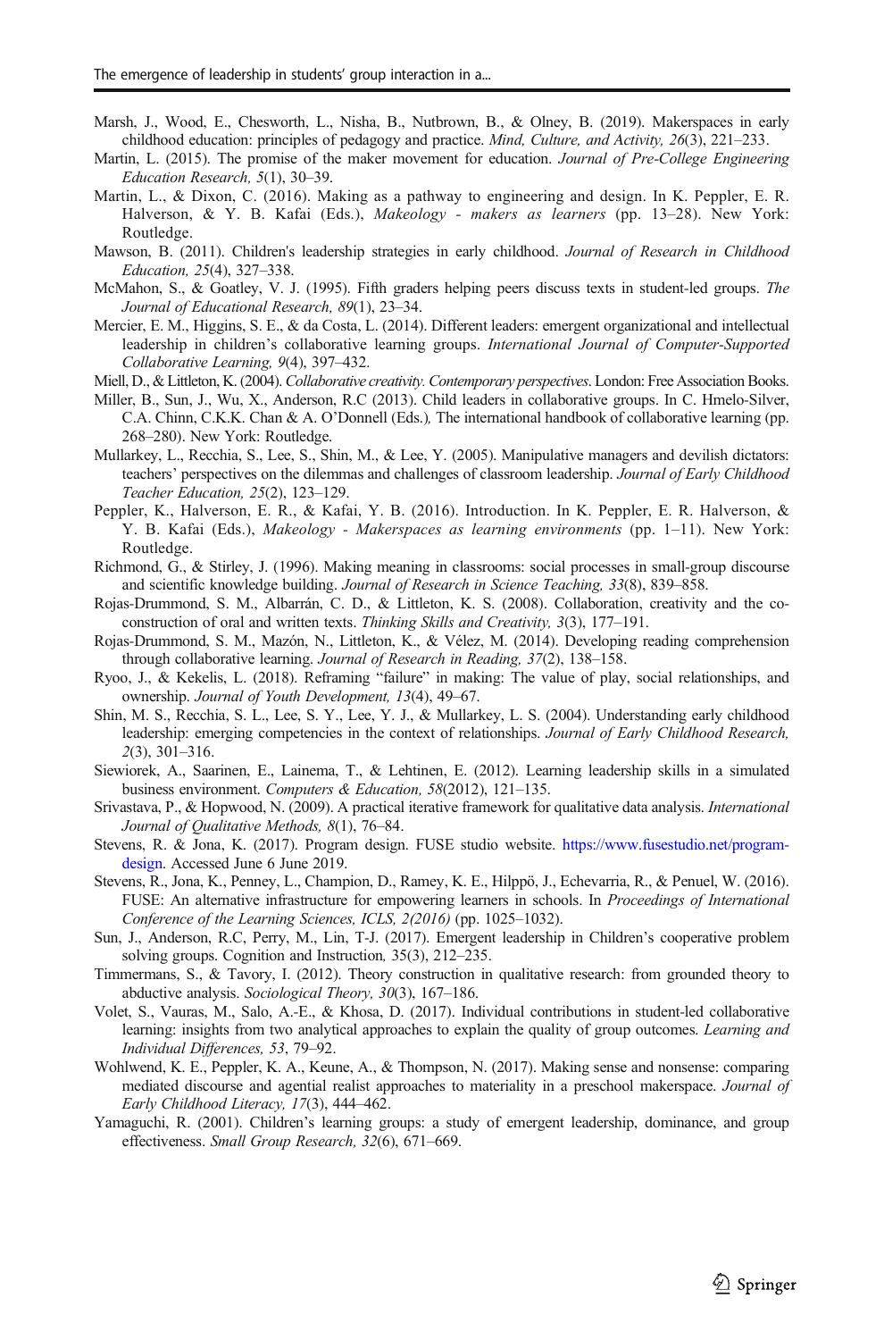Marsh, J., Wood, E., Chesworth, L., Nisha, B., Nutbrown, B., & Olney, B. (2019). Makerspaces in early childhood education: principles of pedagogy and practice. *Mind, Culture, and Activity, 26*(3), 221–233.

Martin, L. (2015). The promise of the maker movement for education. *Journal of Pre-College Engineering Education Research, 5*(1), 30–39.

Martin, L., & Dixon, C. (2016). Making as a pathway to engineering and design. In K. Peppler, E. R. Halverson, & Y. B. Kafai (Eds.), *Makeology - makers as learners* (pp. 13–28). New York: Routledge.

Mawson, B. (2011). Children's leadership strategies in early childhood. *Journal of Research in Childhood Education, 25*(4), 327–338.

McMahon, S., & Goatley, V. J. (1995). Fifth graders helping peers discuss texts in student-led groups. *The Journal of Educational Research, 89*(1), 23–34.

Mercier, E. M., Higgins, S. E., & da Costa, L. (2014). Different leaders: emergent organizational and intellectual leadership in children's collaborative learning groups. *International Journal of Computer-Supported Collaborative Learning, 9*(4), 397–432.

Miell, D., & Littleton, K. (2004). *Collaborative creativity. Contemporary perspectives*. London: Free Association Books.

Miller, B., Sun, J., Wu, X., Anderson, R.C (2013). Child leaders in collaborative groups. In C. Hmelo-Silver, C.A. Chinn, C.K.K. Chan & A. O'Donnell (Eds.), The international handbook of collaborative learning (pp. 268–280). New York: Routledge.

Mullarkey, L., Recchia, S., Lee, S., Shin, M., & Lee, Y. (2005). Manipulative managers and devilish dictators: teachers' perspectives on the dilemmas and challenges of classroom leadership. *Journal of Early Childhood Teacher Education, 25*(2), 123–129.

Peppler, K., Halverson, E. R., & Kafai, Y. B. (2016). Introduction. In K. Peppler, E. R. Halverson, & Y. B. Kafai (Eds.), *Makeology - Makerspaces as learning environments* (pp. 1–11). New York: Routledge.

Richmond, G., & Stirley, J. (1996). Making meaning in classrooms: social processes in small-group discourse and scientific knowledge building. *Journal of Research in Science Teaching, 33*(8), 839–858.

Rojas-Drummond, S. M., Albarrán, C. D., & Littleton, K. S. (2008). Collaboration, creativity and the co-construction of oral and written texts. *Thinking Skills and Creativity, 3*(3), 177–191.

Rojas-Drummond, S. M., Mazón, N., Littleton, K., & Vélez, M. (2014). Developing reading comprehension through collaborative learning. *Journal of Research in Reading, 37*(2), 138–158.

Ryoo, J., & Kekelis, L. (2018). Reframing "failure" in making: The value of play, social relationships, and ownership. *Journal of Youth Development, 13*(4), 49–67.

Shin, M. S., Recchia, S. L., Lee, S. Y., Lee, Y. J., & Mullarkey, L. S. (2004). Understanding early childhood leadership: emerging competencies in the context of relationships. *Journal of Early Childhood Research, 2*(3), 301–316.

Siewiorek, A., Saarinen, E., Lainema, T., & Lehtinen, E. (2012). Learning leadership skills in a simulated business environment. *Computers & Education, 58*(2012), 121–135.

Srivastava, P., & Hopwood, N. (2009). A practical iterative framework for qualitative data analysis. *International Journal of Qualitative Methods, 8*(1), 76–84.

Stevens, R. & Jona, K. (2017). Program design. FUSE studio website. https://www.fusestudio.net/program-design. Accessed June 6 June 2019.

Stevens, R., Jona, K., Penney, L., Champion, D., Ramey, K. E., Hilppö, J., Echevarria, R., & Penuel, W. (2016). FUSE: An alternative infrastructure for empowering learners in schools. In *Proceedings of International Conference of the Learning Sciences, ICLS, 2(2016)* (pp. 1025–1032).

Sun, J., Anderson, R.C, Perry, M., Lin, T-J. (2017). Emergent leadership in Children's cooperative problem solving groups. Cognition and Instruction*,* 35(3), 212–235.

Timmermans, S., & Tavory, I. (2012). Theory construction in qualitative research: from grounded theory to abductive analysis. *Sociological Theory, 30*(3), 167–186.

Volet, S., Vauras, M., Salo, A.-E., & Khosa, D. (2017). Individual contributions in student-led collaborative learning: insights from two analytical approaches to explain the quality of group outcomes. *Learning and Individual Differences, 53*, 79–92.

Wohlwend, K. E., Peppler, K. A., Keune, A., & Thompson, N. (2017). Making sense and nonsense: comparing mediated discourse and agential realist approaches to materiality in a preschool makerspace. *Journal of Early Childhood Literacy, 17*(3), 444–462.

Yamaguchi, R. (2001). Children's learning groups: a study of emergent leadership, dominance, and group effectiveness. *Small Group Research, 32*(6), 671–669.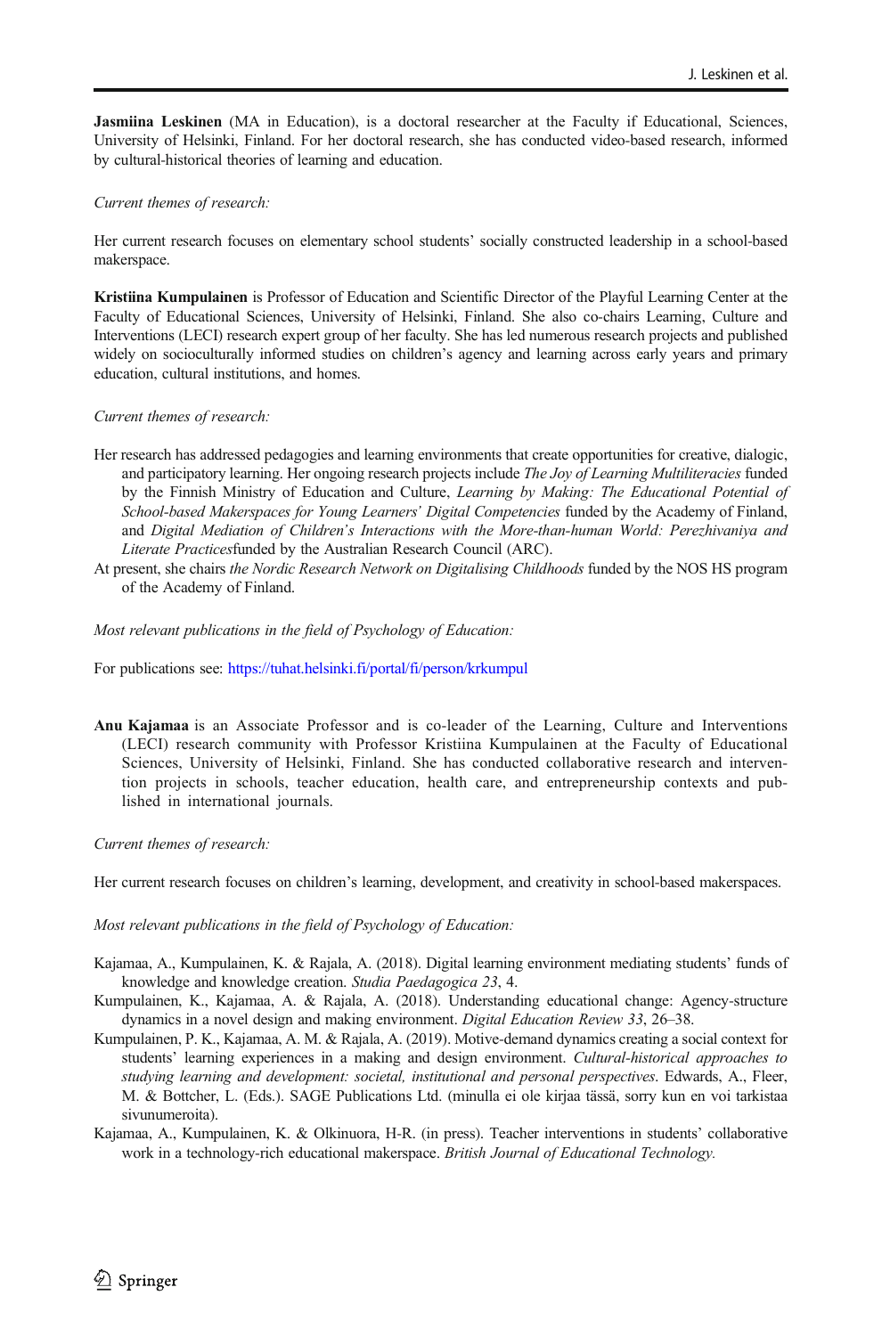**Jasmiina Leskinen** (MA in Education), is a doctoral researcher at the Faculty if Educational, Sciences, University of Helsinki, Finland. For her doctoral research, she has conducted video-based research, informed by cultural-historical theories of learning and education.

*Current themes of research:*

Her current research focuses on elementary school students' socially constructed leadership in a school-based makerspace.

**Kristiina Kumpulainen** is Professor of Education and Scientific Director of the Playful Learning Center at the Faculty of Educational Sciences, University of Helsinki, Finland. She also co-chairs Learning, Culture and Interventions (LECI) research expert group of her faculty. She has led numerous research projects and published widely on socioculturally informed studies on children's agency and learning across early years and primary education, cultural institutions, and homes.

*Current themes of research:*

Her research has addressed pedagogies and learning environments that create opportunities for creative, dialogic, and participatory learning. Her ongoing research projects include *The Joy of Learning Multiliteracies* funded by the Finnish Ministry of Education and Culture, *Learning by Making: The Educational Potential of School-based Makerspaces for Young Learners' Digital Competencies* funded by the Academy of Finland, and *Digital Mediation of Children's Interactions with the More-than-human World: Perezhivaniya and Literate Practices*funded by the Australian Research Council (ARC).

At present, she chairs *the Nordic Research Network on Digitalising Childhoods* funded by the NOS HS program of the Academy of Finland.

*Most relevant publications in the field of Psychology of Education:*

For publications see: https://tuhat.helsinki.fi/portal/fi/person/krkumpul

**Anu Kajamaa** is an Associate Professor and is co-leader of the Learning, Culture and Interventions (LECI) research community with Professor Kristiina Kumpulainen at the Faculty of Educational Sciences, University of Helsinki, Finland. She has conducted collaborative research and intervention projects in schools, teacher education, health care, and entrepreneurship contexts and published in international journals.

*Current themes of research:*

Her current research focuses on children's learning, development, and creativity in school-based makerspaces.

*Most relevant publications in the field of Psychology of Education:*

Kajamaa, A., Kumpulainen, K. & Rajala, A. (2018). Digital learning environment mediating students' funds of knowledge and knowledge creation. *Studia Paedagogica 23*, 4.

Kumpulainen, K., Kajamaa, A. & Rajala, A. (2018). Understanding educational change: Agency-structure dynamics in a novel design and making environment. *Digital Education Review 33*, 26–38.

Kumpulainen, P. K., Kajamaa, A. M. & Rajala, A. (2019). Motive-demand dynamics creating a social context for students' learning experiences in a making and design environment. *Cultural-historical approaches to studying learning and development: societal, institutional and personal perspectives*. Edwards, A., Fleer, M. & Bottcher, L. (Eds.). SAGE Publications Ltd. (minulla ei ole kirjaa tässä, sorry kun en voi tarkistaa sivunumeroita).

Kajamaa, A., Kumpulainen, K. & Olkinuora, H-R. (in press). Teacher interventions in students' collaborative work in a technology-rich educational makerspace. *British Journal of Educational Technology.*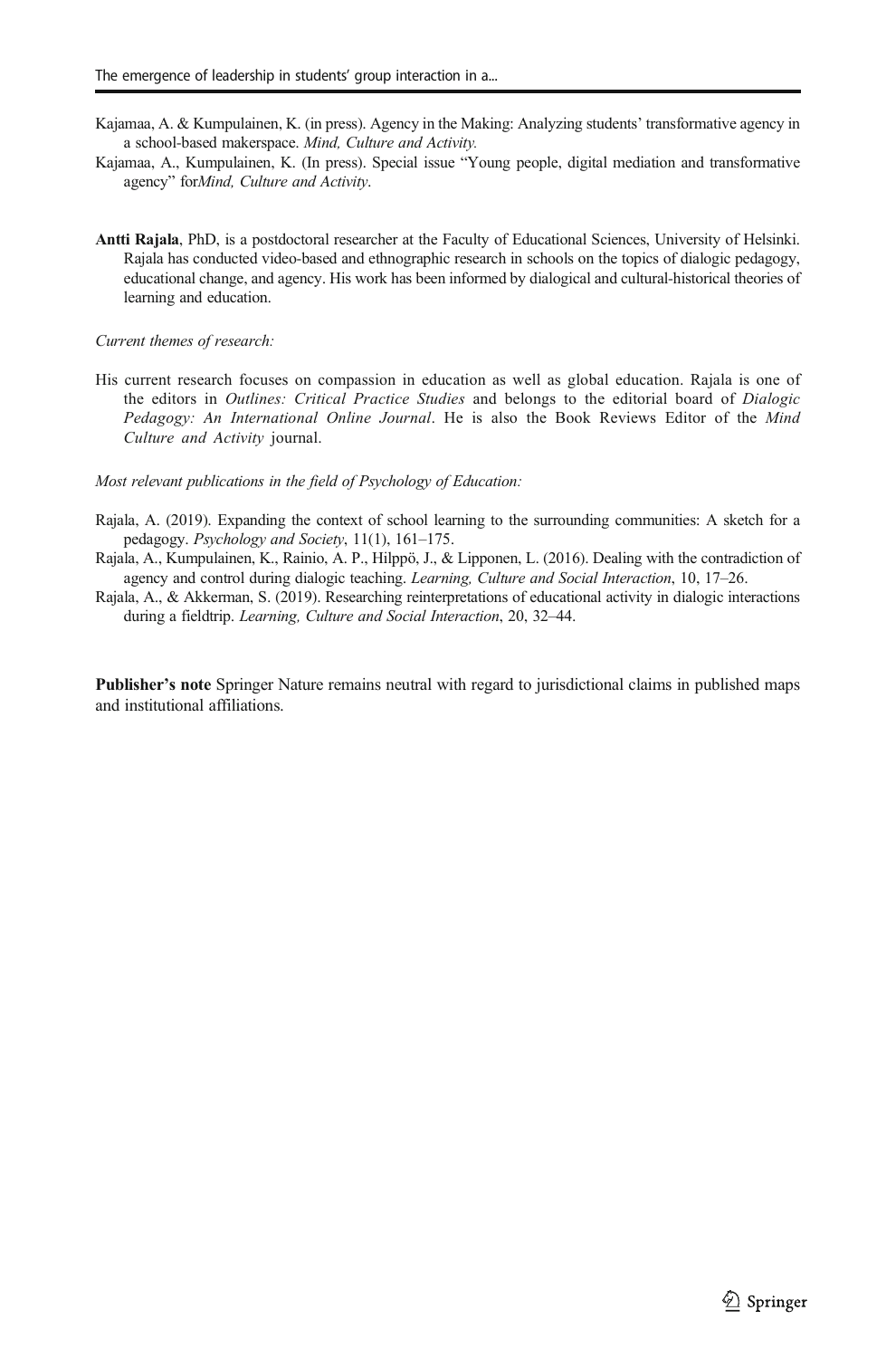Kajamaa, A. & Kumpulainen, K. (in press). Agency in the Making: Analyzing students' transformative agency in a school-based makerspace. *Mind, Culture and Activity.*

Kajamaa, A., Kumpulainen, K. (In press). Special issue "Young people, digital mediation and transformative agency" for*Mind, Culture and Activity*.

**Antti Rajala**, PhD, is a postdoctoral researcher at the Faculty of Educational Sciences, University of Helsinki. Rajala has conducted video-based and ethnographic research in schools on the topics of dialogic pedagogy, educational change, and agency. His work has been informed by dialogical and cultural-historical theories of learning and education.

*Current themes of research:*

His current research focuses on compassion in education as well as global education. Rajala is one of the editors in *Outlines: Critical Practice Studies* and belongs to the editorial board of *Dialogic Pedagogy: An International Online Journal*. He is also the Book Reviews Editor of the *Mind Culture and Activity* journal.

*Most relevant publications in the field of Psychology of Education:*

Rajala, A. (2019). Expanding the context of school learning to the surrounding communities: A sketch for a pedagogy. *Psychology and Society*, 11(1), 161–175.

Rajala, A., Kumpulainen, K., Rainio, A. P., Hilppö, J., & Lipponen, L. (2016). Dealing with the contradiction of agency and control during dialogic teaching. *Learning, Culture and Social Interaction*, 10, 17–26.

Rajala, A., & Akkerman, S. (2019). Researching reinterpretations of educational activity in dialogic interactions during a fieldtrip. *Learning, Culture and Social Interaction*, 20, 32–44.

**Publisher's note** Springer Nature remains neutral with regard to jurisdictional claims in published maps and institutional affiliations.